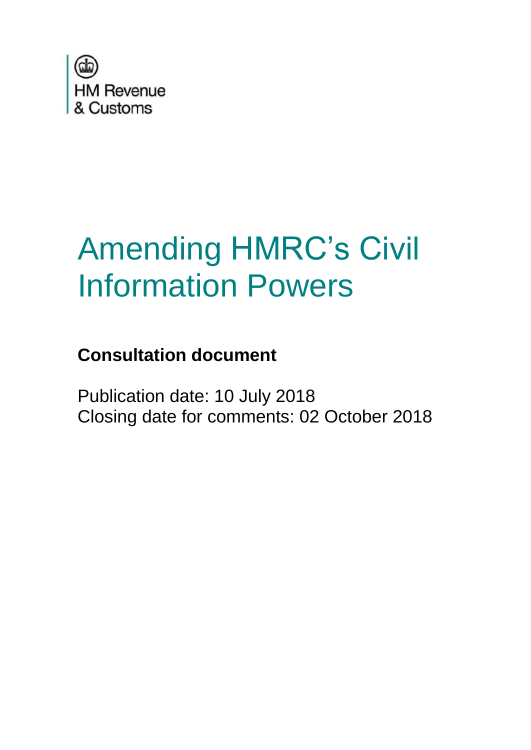HM Revenue & Customs

# Amending HMRC's Civil Information Powers

**Consultation document**

Publication date: 10 July 2018
Closing date for comments: 02 October 2018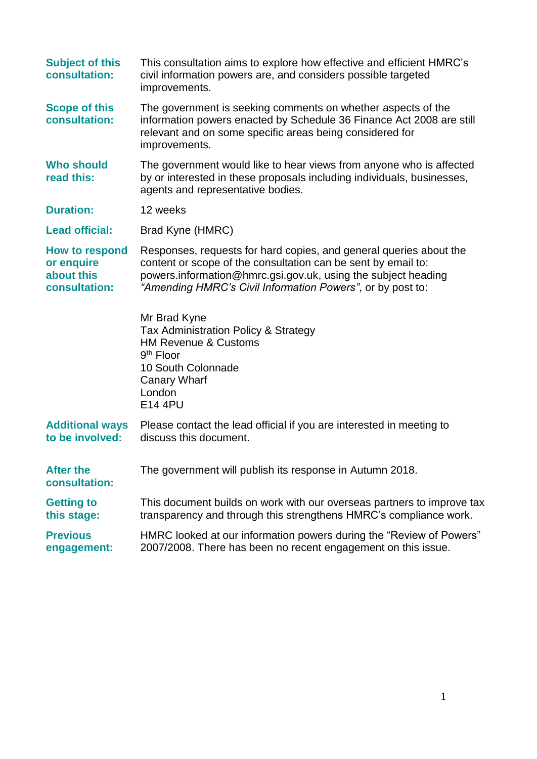| | |
|---|---|
| **Subject of this consultation:** | This consultation aims to explore how effective and efficient HMRC's civil information powers are, and considers possible targeted improvements. |
| **Scope of this consultation:** | The government is seeking comments on whether aspects of the information powers enacted by Schedule 36 Finance Act 2008 are still relevant and on some specific areas being considered for improvements. |
| **Who should read this:** | The government would like to hear views from anyone who is affected by or interested in these proposals including individuals, businesses, agents and representative bodies. |
| **Duration:** | 12 weeks |
| **Lead official:** | Brad Kyne (HMRC) |
| **How to respond or enquire about this consultation:** | Responses, requests for hard copies, and general queries about the content or scope of the consultation can be sent by email to: powers.information@hmrc.gsi.gov.uk, using the subject heading *"Amending HMRC's Civil Information Powers"*, or by post to:<br><br>Mr Brad Kyne<br>Tax Administration Policy & Strategy<br>HM Revenue & Customs<br>9th Floor<br>10 South Colonnade<br>Canary Wharf<br>London<br>E14 4PU |
| **Additional ways to be involved:** | Please contact the lead official if you are interested in meeting to discuss this document. |
| **After the consultation:** | The government will publish its response in Autumn 2018. |
| **Getting to this stage:** | This document builds on work with our overseas partners to improve tax transparency and through this strengthens HMRC's compliance work. |
| **Previous engagement:** | HMRC looked at our information powers during the "Review of Powers" 2007/2008. There has been no recent engagement on this issue. |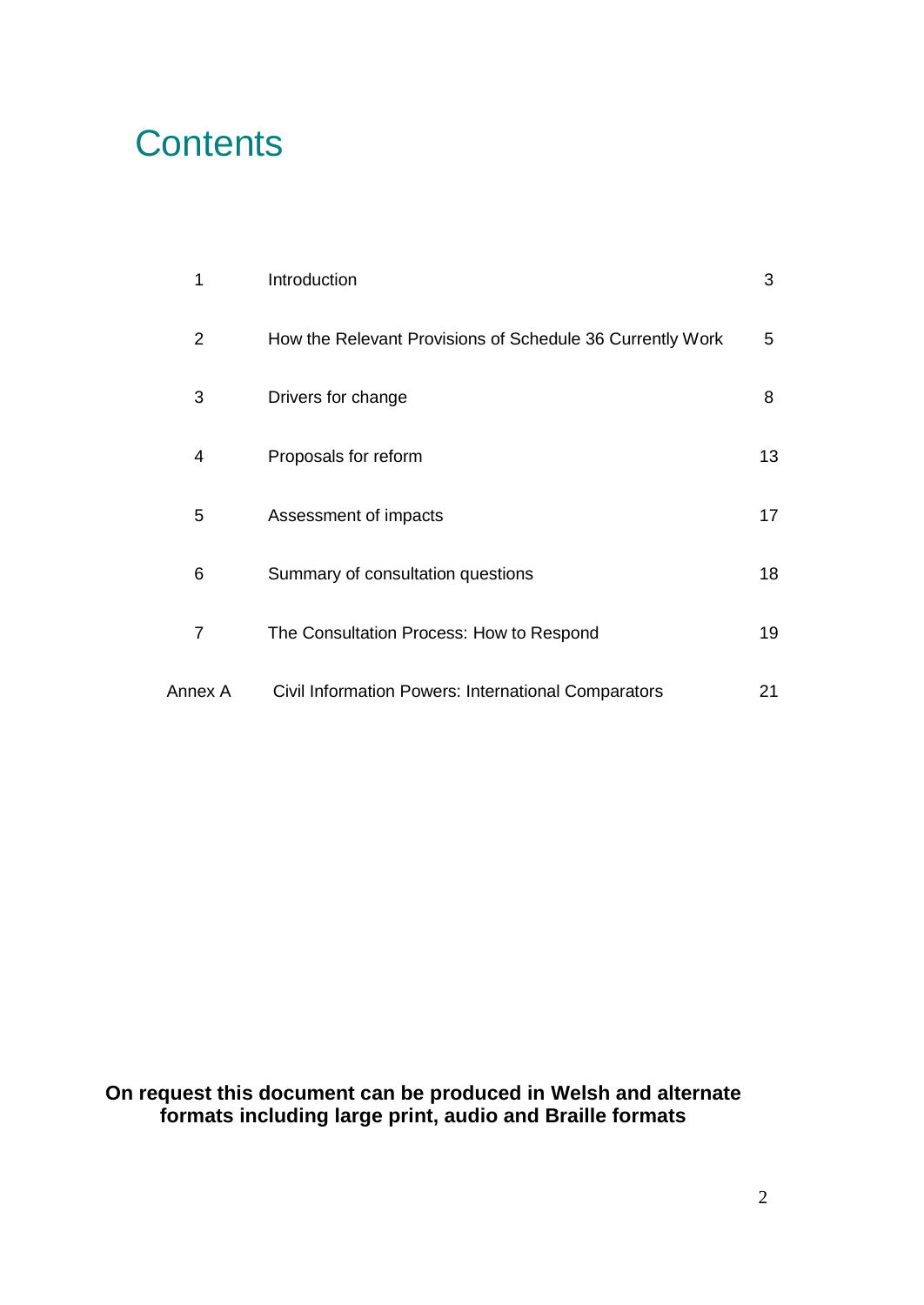# Contents

| | | |
|---|---|---|
| 1 | Introduction | 3 |
| 2 | How the Relevant Provisions of Schedule 36 Currently Work | 5 |
| 3 | Drivers for change | 8 |
| 4 | Proposals for reform | 13 |
| 5 | Assessment of impacts | 17 |
| 6 | Summary of consultation questions | 18 |
| 7 | The Consultation Process: How to Respond | 19 |
| Annex A | Civil Information Powers: International Comparators | 21 |

**On request this document can be produced in Welsh and alternate formats including large print, audio and Braille formats**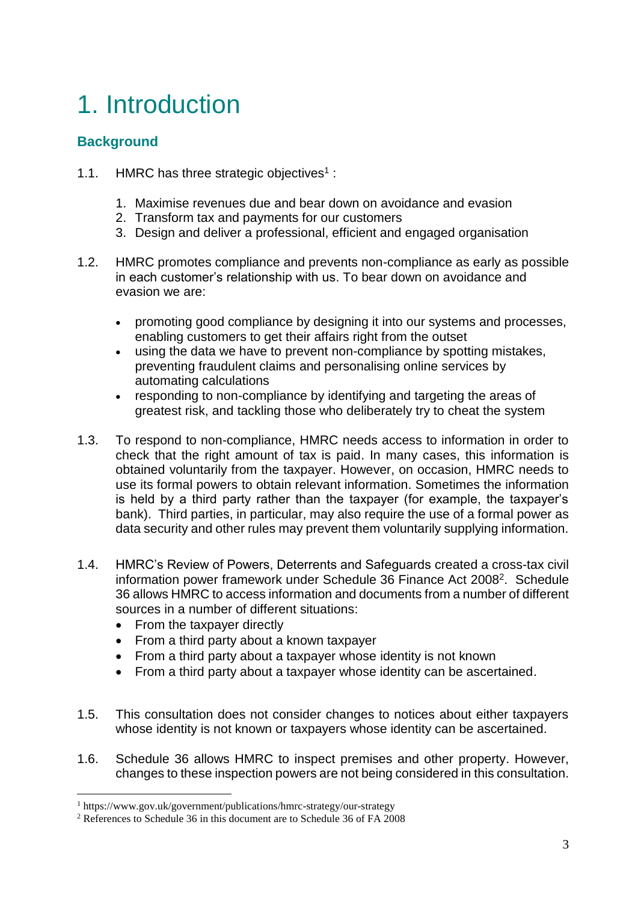# 1. Introduction

## Background

1.1. HMRC has three strategic objectives[1] :

1. Maximise revenues due and bear down on avoidance and evasion
2. Transform tax and payments for our customers
3. Design and deliver a professional, efficient and engaged organisation

1.2. HMRC promotes compliance and prevents non-compliance as early as possible in each customer's relationship with us. To bear down on avoidance and evasion we are:

- promoting good compliance by designing it into our systems and processes, enabling customers to get their affairs right from the outset
- using the data we have to prevent non-compliance by spotting mistakes, preventing fraudulent claims and personalising online services by automating calculations
- responding to non-compliance by identifying and targeting the areas of greatest risk, and tackling those who deliberately try to cheat the system

1.3. To respond to non-compliance, HMRC needs access to information in order to check that the right amount of tax is paid. In many cases, this information is obtained voluntarily from the taxpayer. However, on occasion, HMRC needs to use its formal powers to obtain relevant information. Sometimes the information is held by a third party rather than the taxpayer (for example, the taxpayer's bank). Third parties, in particular, may also require the use of a formal power as data security and other rules may prevent them voluntarily supplying information.

1.4. HMRC's Review of Powers, Deterrents and Safeguards created a cross-tax civil information power framework under Schedule 36 Finance Act 2008[2]. Schedule 36 allows HMRC to access information and documents from a number of different sources in a number of different situations:

- From the taxpayer directly
- From a third party about a known taxpayer
- From a third party about a taxpayer whose identity is not known
- From a third party about a taxpayer whose identity can be ascertained.

1.5. This consultation does not consider changes to notices about either taxpayers whose identity is not known or taxpayers whose identity can be ascertained.

1.6. Schedule 36 allows HMRC to inspect premises and other property. However, changes to these inspection powers are not being considered in this consultation.

---

[1] https://www.gov.uk/government/publications/hmrc-strategy/our-strategy

[2] References to Schedule 36 in this document are to Schedule 36 of FA 2008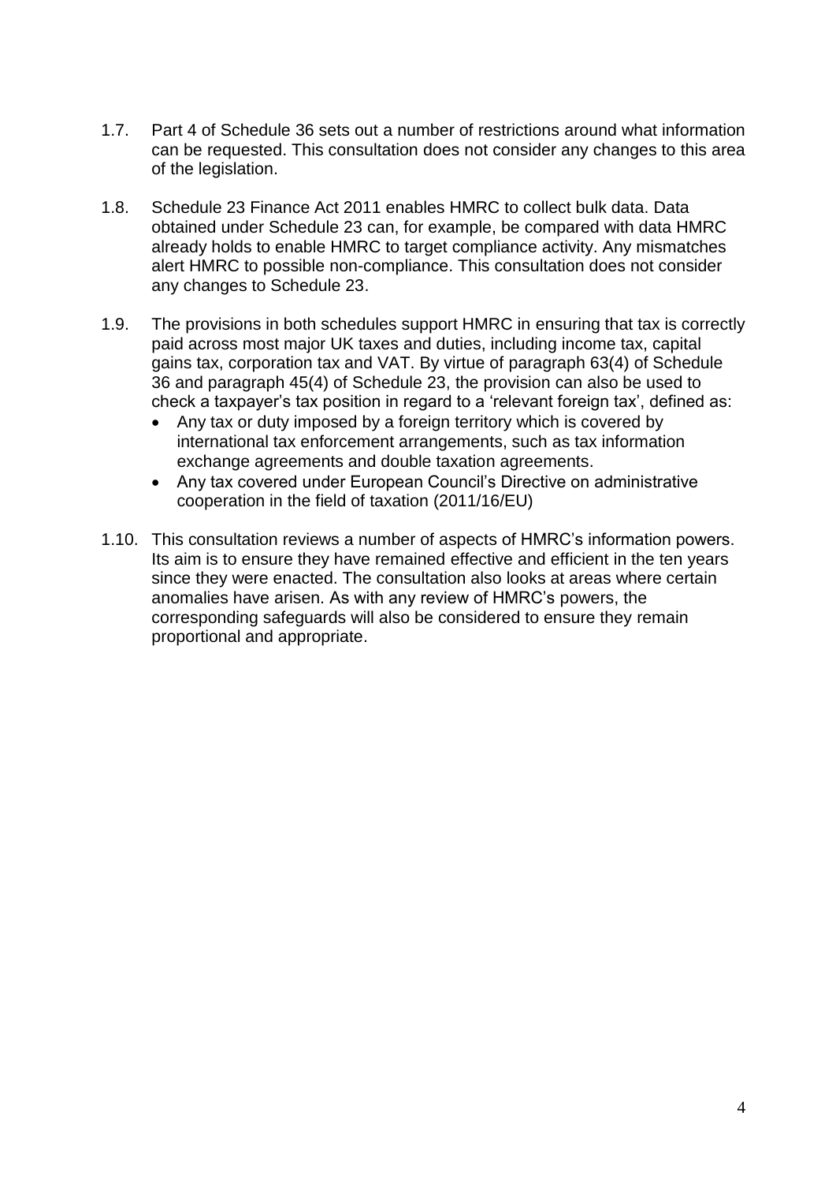1.7. Part 4 of Schedule 36 sets out a number of restrictions around what information can be requested. This consultation does not consider any changes to this area of the legislation.

1.8. Schedule 23 Finance Act 2011 enables HMRC to collect bulk data. Data obtained under Schedule 23 can, for example, be compared with data HMRC already holds to enable HMRC to target compliance activity. Any mismatches alert HMRC to possible non-compliance. This consultation does not consider any changes to Schedule 23.

1.9. The provisions in both schedules support HMRC in ensuring that tax is correctly paid across most major UK taxes and duties, including income tax, capital gains tax, corporation tax and VAT. By virtue of paragraph 63(4) of Schedule 36 and paragraph 45(4) of Schedule 23, the provision can also be used to check a taxpayer's tax position in regard to a 'relevant foreign tax', defined as:

- Any tax or duty imposed by a foreign territory which is covered by international tax enforcement arrangements, such as tax information exchange agreements and double taxation agreements.
- Any tax covered under European Council's Directive on administrative cooperation in the field of taxation (2011/16/EU)

1.10. This consultation reviews a number of aspects of HMRC's information powers. Its aim is to ensure they have remained effective and efficient in the ten years since they were enacted. The consultation also looks at areas where certain anomalies have arisen. As with any review of HMRC's powers, the corresponding safeguards will also be considered to ensure they remain proportional and appropriate.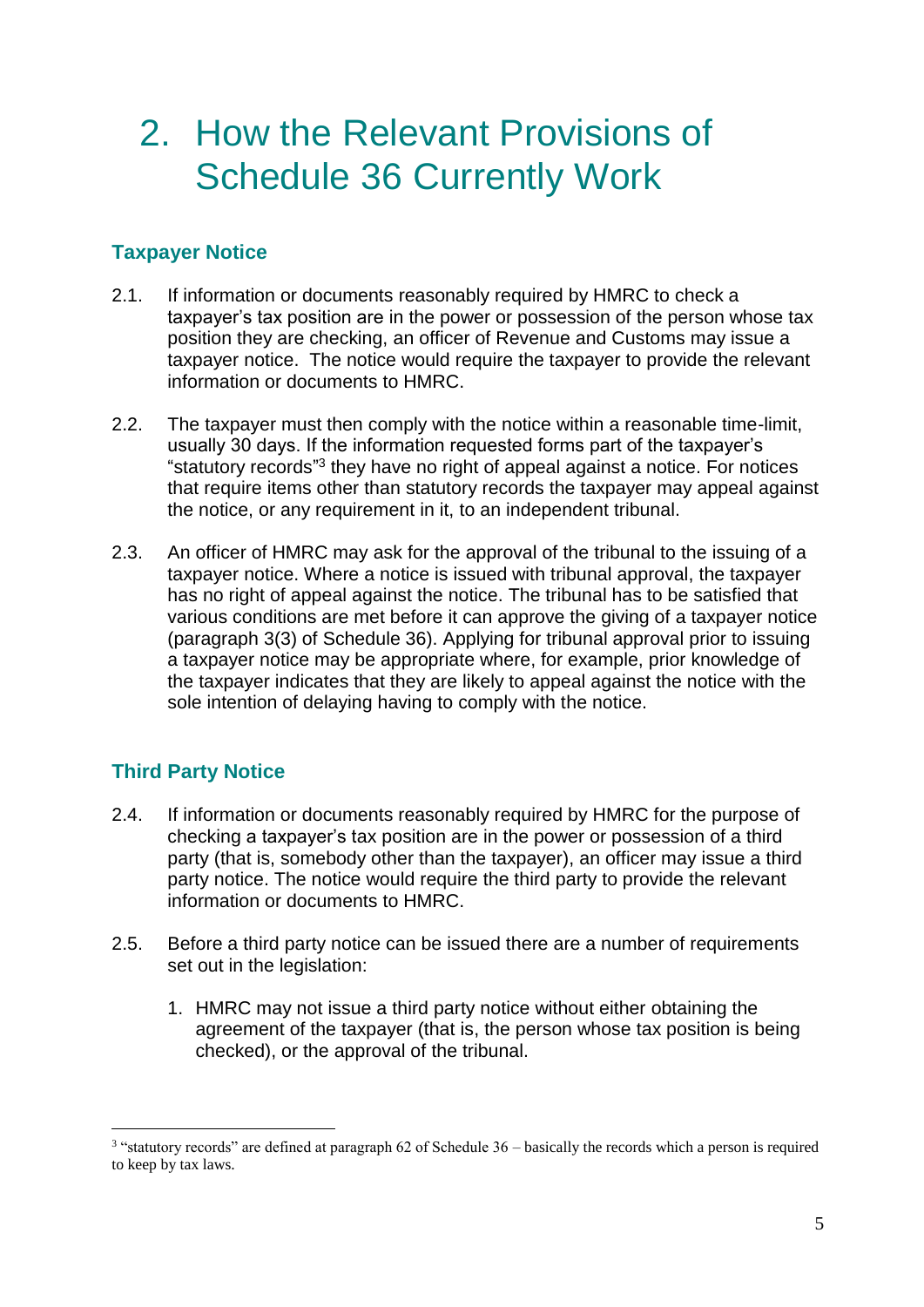# 2. How the Relevant Provisions of Schedule 36 Currently Work

### Taxpayer Notice

2.1. If information or documents reasonably required by HMRC to check a taxpayer's tax position are in the power or possession of the person whose tax position they are checking, an officer of Revenue and Customs may issue a taxpayer notice. The notice would require the taxpayer to provide the relevant information or documents to HMRC.

2.2. The taxpayer must then comply with the notice within a reasonable time-limit, usually 30 days. If the information requested forms part of the taxpayer's "statutory records"[3] they have no right of appeal against a notice. For notices that require items other than statutory records the taxpayer may appeal against the notice, or any requirement in it, to an independent tribunal.

2.3. An officer of HMRC may ask for the approval of the tribunal to the issuing of a taxpayer notice. Where a notice is issued with tribunal approval, the taxpayer has no right of appeal against the notice. The tribunal has to be satisfied that various conditions are met before it can approve the giving of a taxpayer notice (paragraph 3(3) of Schedule 36). Applying for tribunal approval prior to issuing a taxpayer notice may be appropriate where, for example, prior knowledge of the taxpayer indicates that they are likely to appeal against the notice with the sole intention of delaying having to comply with the notice.

### Third Party Notice

2.4. If information or documents reasonably required by HMRC for the purpose of checking a taxpayer's tax position are in the power or possession of a third party (that is, somebody other than the taxpayer), an officer may issue a third party notice. The notice would require the third party to provide the relevant information or documents to HMRC.

2.5. Before a third party notice can be issued there are a number of requirements set out in the legislation:

1. HMRC may not issue a third party notice without either obtaining the agreement of the taxpayer (that is, the person whose tax position is being checked), or the approval of the tribunal.

[3] "statutory records" are defined at paragraph 62 of Schedule 36 – basically the records which a person is required to keep by tax laws.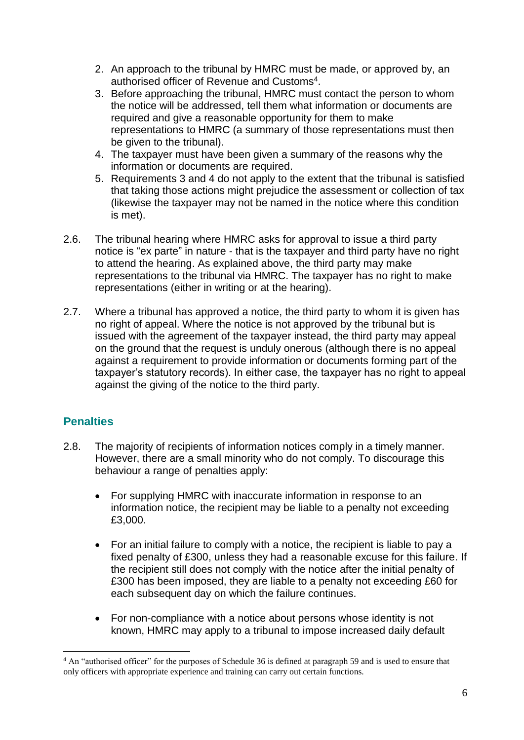2. An approach to the tribunal by HMRC must be made, or approved by, an authorised officer of Revenue and Customs[4].
3. Before approaching the tribunal, HMRC must contact the person to whom the notice will be addressed, tell them what information or documents are required and give a reasonable opportunity for them to make representations to HMRC (a summary of those representations must then be given to the tribunal).
4. The taxpayer must have been given a summary of the reasons why the information or documents are required.
5. Requirements 3 and 4 do not apply to the extent that the tribunal is satisfied that taking those actions might prejudice the assessment or collection of tax (likewise the taxpayer may not be named in the notice where this condition is met).

2.6. The tribunal hearing where HMRC asks for approval to issue a third party notice is "ex parte" in nature - that is the taxpayer and third party have no right to attend the hearing. As explained above, the third party may make representations to the tribunal via HMRC. The taxpayer has no right to make representations (either in writing or at the hearing).

2.7. Where a tribunal has approved a notice, the third party to whom it is given has no right of appeal. Where the notice is not approved by the tribunal but is issued with the agreement of the taxpayer instead, the third party may appeal on the ground that the request is unduly onerous (although there is no appeal against a requirement to provide information or documents forming part of the taxpayer's statutory records). In either case, the taxpayer has no right to appeal against the giving of the notice to the third party.

## Penalties

2.8. The majority of recipients of information notices comply in a timely manner. However, there are a small minority who do not comply. To discourage this behaviour a range of penalties apply:

- For supplying HMRC with inaccurate information in response to an information notice, the recipient may be liable to a penalty not exceeding £3,000.

- For an initial failure to comply with a notice, the recipient is liable to pay a fixed penalty of £300, unless they had a reasonable excuse for this failure. If the recipient still does not comply with the notice after the initial penalty of £300 has been imposed, they are liable to a penalty not exceeding £60 for each subsequent day on which the failure continues.

- For non-compliance with a notice about persons whose identity is not known, HMRC may apply to a tribunal to impose increased daily default

[4] An "authorised officer" for the purposes of Schedule 36 is defined at paragraph 59 and is used to ensure that only officers with appropriate experience and training can carry out certain functions.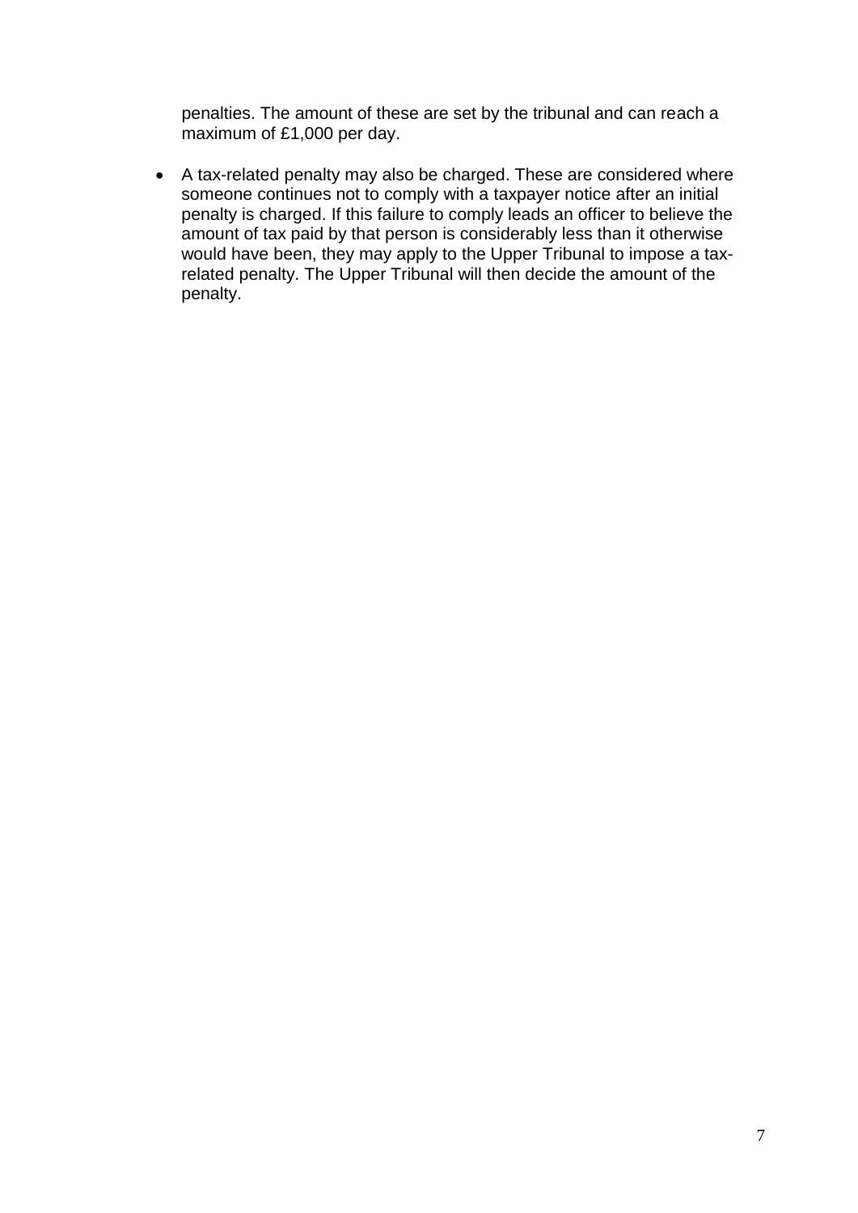penalties. The amount of these are set by the tribunal and can reach a maximum of £1,000 per day.

- A tax-related penalty may also be charged. These are considered where someone continues not to comply with a taxpayer notice after an initial penalty is charged. If this failure to comply leads an officer to believe the amount of tax paid by that person is considerably less than it otherwise would have been, they may apply to the Upper Tribunal to impose a tax-related penalty. The Upper Tribunal will then decide the amount of the penalty.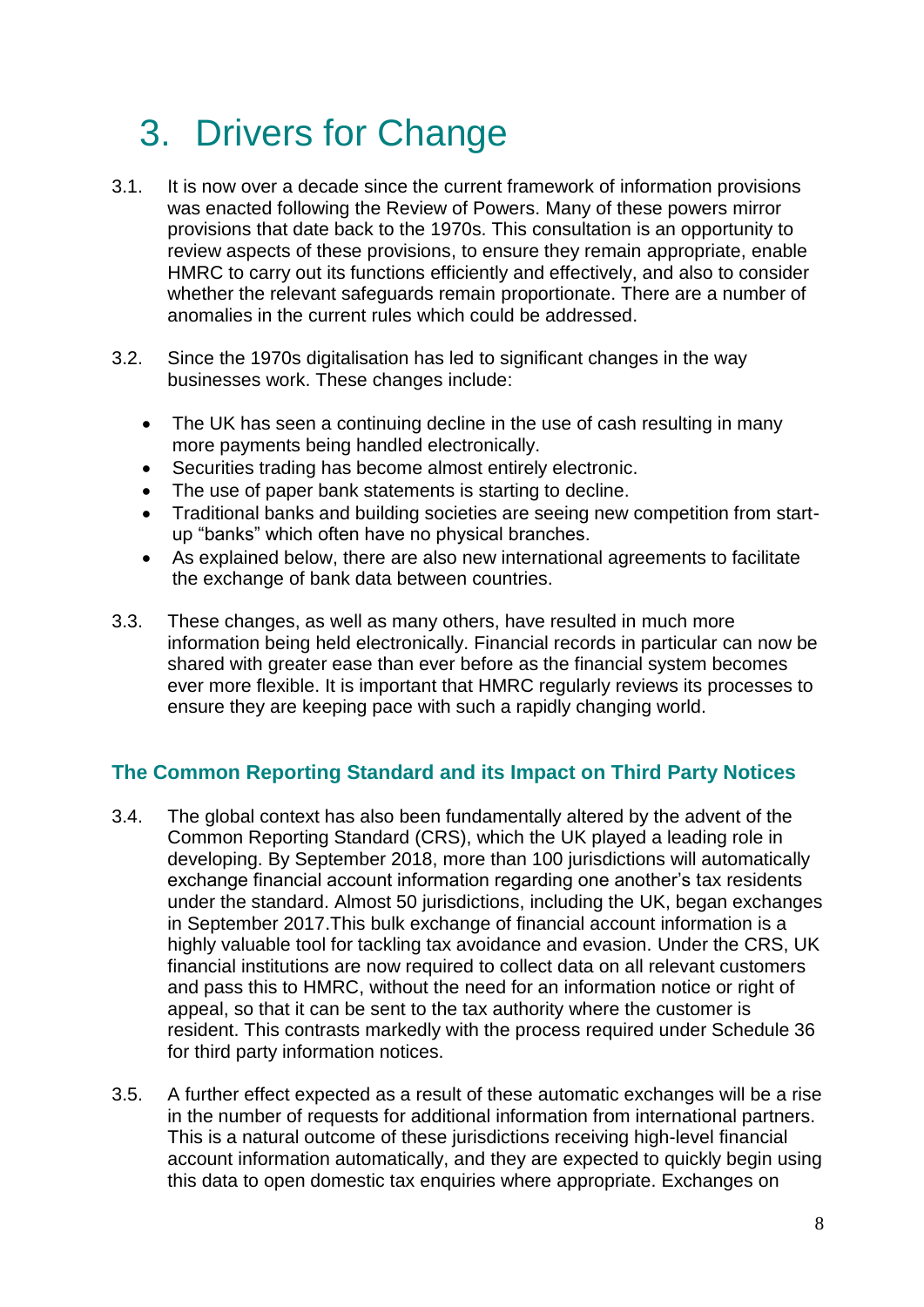# 3. Drivers for Change

3.1. It is now over a decade since the current framework of information provisions was enacted following the Review of Powers. Many of these powers mirror provisions that date back to the 1970s. This consultation is an opportunity to review aspects of these provisions, to ensure they remain appropriate, enable HMRC to carry out its functions efficiently and effectively, and also to consider whether the relevant safeguards remain proportionate. There are a number of anomalies in the current rules which could be addressed.

3.2. Since the 1970s digitalisation has led to significant changes in the way businesses work. These changes include:

- The UK has seen a continuing decline in the use of cash resulting in many more payments being handled electronically.
- Securities trading has become almost entirely electronic.
- The use of paper bank statements is starting to decline.
- Traditional banks and building societies are seeing new competition from start-up "banks" which often have no physical branches.
- As explained below, there are also new international agreements to facilitate the exchange of bank data between countries.

3.3. These changes, as well as many others, have resulted in much more information being held electronically. Financial records in particular can now be shared with greater ease than ever before as the financial system becomes ever more flexible. It is important that HMRC regularly reviews its processes to ensure they are keeping pace with such a rapidly changing world.

## The Common Reporting Standard and its Impact on Third Party Notices

3.4. The global context has also been fundamentally altered by the advent of the Common Reporting Standard (CRS), which the UK played a leading role in developing. By September 2018, more than 100 jurisdictions will automatically exchange financial account information regarding one another's tax residents under the standard. Almost 50 jurisdictions, including the UK, began exchanges in September 2017.This bulk exchange of financial account information is a highly valuable tool for tackling tax avoidance and evasion. Under the CRS, UK financial institutions are now required to collect data on all relevant customers and pass this to HMRC, without the need for an information notice or right of appeal, so that it can be sent to the tax authority where the customer is resident. This contrasts markedly with the process required under Schedule 36 for third party information notices.

3.5. A further effect expected as a result of these automatic exchanges will be a rise in the number of requests for additional information from international partners. This is a natural outcome of these jurisdictions receiving high-level financial account information automatically, and they are expected to quickly begin using this data to open domestic tax enquiries where appropriate. Exchanges on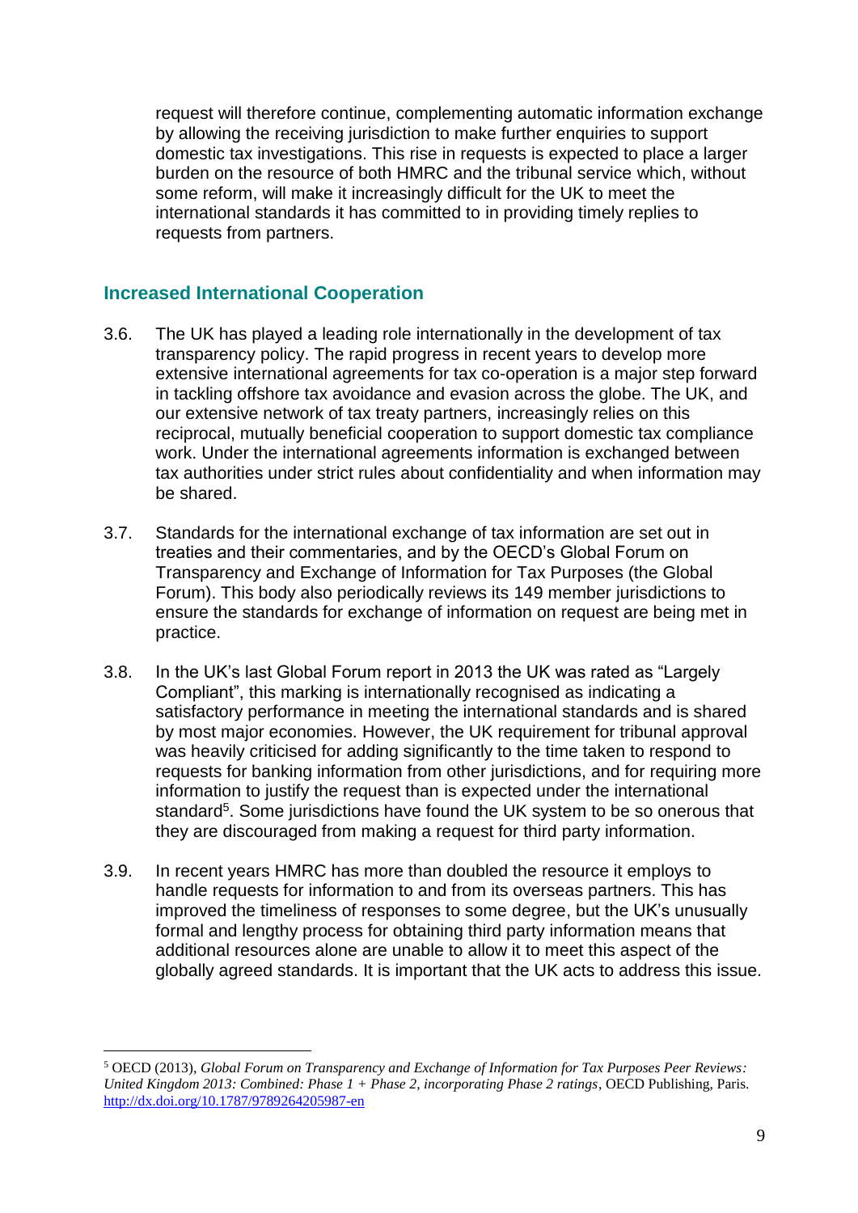request will therefore continue, complementing automatic information exchange by allowing the receiving jurisdiction to make further enquiries to support domestic tax investigations. This rise in requests is expected to place a larger burden on the resource of both HMRC and the tribunal service which, without some reform, will make it increasingly difficult for the UK to meet the international standards it has committed to in providing timely replies to requests from partners.

## Increased International Cooperation

3.6. The UK has played a leading role internationally in the development of tax transparency policy. The rapid progress in recent years to develop more extensive international agreements for tax co-operation is a major step forward in tackling offshore tax avoidance and evasion across the globe. The UK, and our extensive network of tax treaty partners, increasingly relies on this reciprocal, mutually beneficial cooperation to support domestic tax compliance work. Under the international agreements information is exchanged between tax authorities under strict rules about confidentiality and when information may be shared.

3.7. Standards for the international exchange of tax information are set out in treaties and their commentaries, and by the OECD's Global Forum on Transparency and Exchange of Information for Tax Purposes (the Global Forum). This body also periodically reviews its 149 member jurisdictions to ensure the standards for exchange of information on request are being met in practice.

3.8. In the UK's last Global Forum report in 2013 the UK was rated as "Largely Compliant", this marking is internationally recognised as indicating a satisfactory performance in meeting the international standards and is shared by most major economies. However, the UK requirement for tribunal approval was heavily criticised for adding significantly to the time taken to respond to requests for banking information from other jurisdictions, and for requiring more information to justify the request than is expected under the international standard[5]. Some jurisdictions have found the UK system to be so onerous that they are discouraged from making a request for third party information.

3.9. In recent years HMRC has more than doubled the resource it employs to handle requests for information to and from its overseas partners. This has improved the timeliness of responses to some degree, but the UK's unusually formal and lengthy process for obtaining third party information means that additional resources alone are unable to allow it to meet this aspect of the globally agreed standards. It is important that the UK acts to address this issue.

[5] OECD (2013), *Global Forum on Transparency and Exchange of Information for Tax Purposes Peer Reviews: United Kingdom 2013: Combined: Phase 1 + Phase 2, incorporating Phase 2 ratings*, OECD Publishing, Paris. http://dx.doi.org/10.1787/9789264205987-en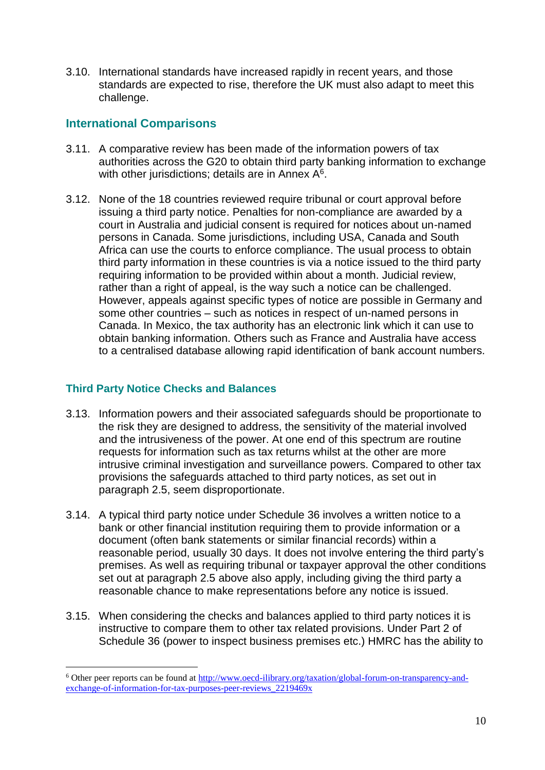3.10. International standards have increased rapidly in recent years, and those standards are expected to rise, therefore the UK must also adapt to meet this challenge.

## International Comparisons

3.11. A comparative review has been made of the information powers of tax authorities across the G20 to obtain third party banking information to exchange with other jurisdictions; details are in Annex A[6].

3.12. None of the 18 countries reviewed require tribunal or court approval before issuing a third party notice. Penalties for non-compliance are awarded by a court in Australia and judicial consent is required for notices about un-named persons in Canada. Some jurisdictions, including USA, Canada and South Africa can use the courts to enforce compliance. The usual process to obtain third party information in these countries is via a notice issued to the third party requiring information to be provided within about a month. Judicial review, rather than a right of appeal, is the way such a notice can be challenged. However, appeals against specific types of notice are possible in Germany and some other countries – such as notices in respect of un-named persons in Canada. In Mexico, the tax authority has an electronic link which it can use to obtain banking information. Others such as France and Australia have access to a centralised database allowing rapid identification of bank account numbers.

## Third Party Notice Checks and Balances

3.13. Information powers and their associated safeguards should be proportionate to the risk they are designed to address, the sensitivity of the material involved and the intrusiveness of the power. At one end of this spectrum are routine requests for information such as tax returns whilst at the other are more intrusive criminal investigation and surveillance powers. Compared to other tax provisions the safeguards attached to third party notices, as set out in paragraph 2.5, seem disproportionate.

3.14. A typical third party notice under Schedule 36 involves a written notice to a bank or other financial institution requiring them to provide information or a document (often bank statements or similar financial records) within a reasonable period, usually 30 days. It does not involve entering the third party's premises. As well as requiring tribunal or taxpayer approval the other conditions set out at paragraph 2.5 above also apply, including giving the third party a reasonable chance to make representations before any notice is issued.

3.15. When considering the checks and balances applied to third party notices it is instructive to compare them to other tax related provisions. Under Part 2 of Schedule 36 (power to inspect business premises etc.) HMRC has the ability to

---

[6] Other peer reports can be found at http://www.oecd-ilibrary.org/taxation/global-forum-on-transparency-and-exchange-of-information-for-tax-purposes-peer-reviews_2219469x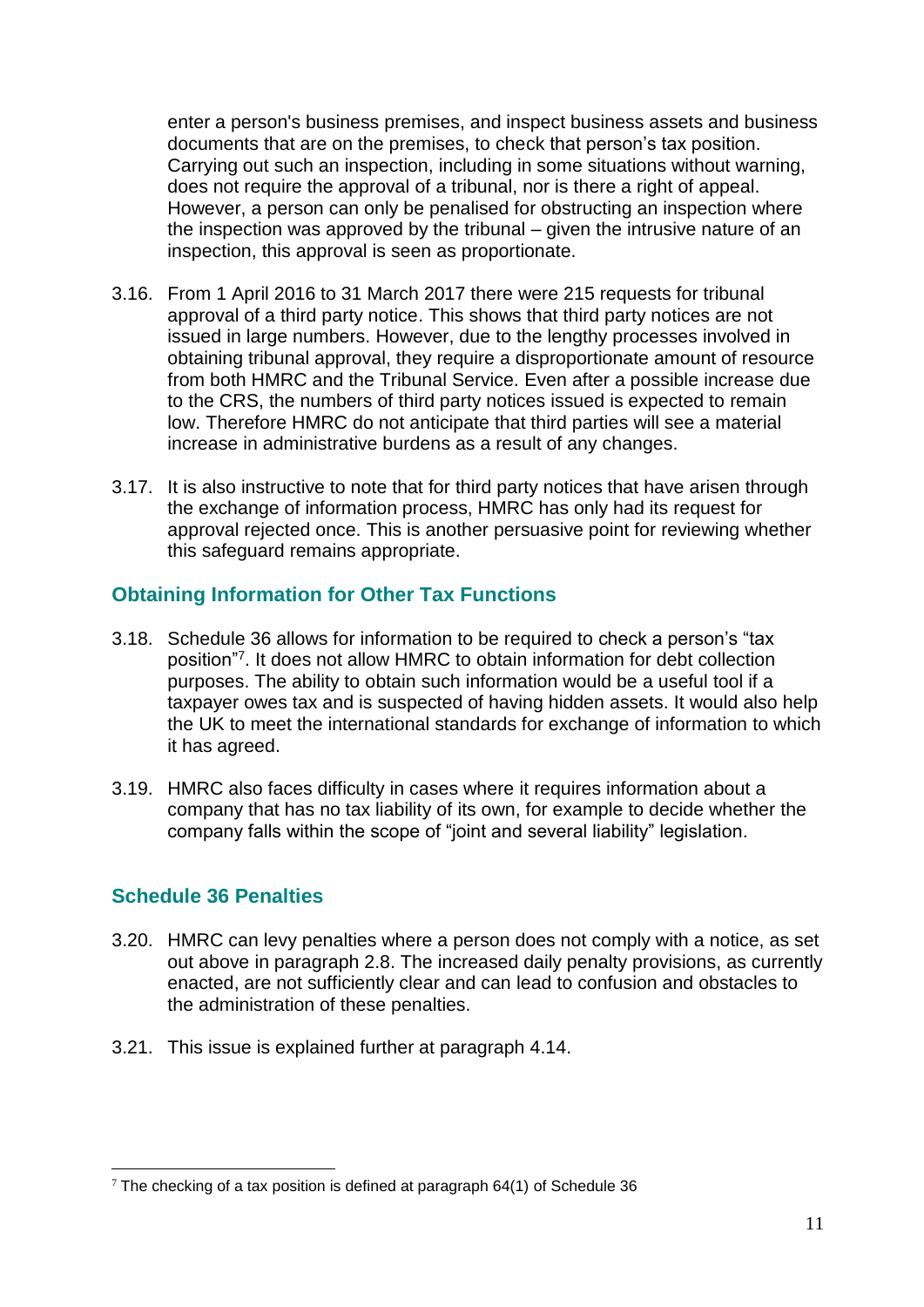enter a person's business premises, and inspect business assets and business documents that are on the premises, to check that person's tax position. Carrying out such an inspection, including in some situations without warning, does not require the approval of a tribunal, nor is there a right of appeal. However, a person can only be penalised for obstructing an inspection where the inspection was approved by the tribunal – given the intrusive nature of an inspection, this approval is seen as proportionate.

3.16. From 1 April 2016 to 31 March 2017 there were 215 requests for tribunal approval of a third party notice. This shows that third party notices are not issued in large numbers. However, due to the lengthy processes involved in obtaining tribunal approval, they require a disproportionate amount of resource from both HMRC and the Tribunal Service. Even after a possible increase due to the CRS, the numbers of third party notices issued is expected to remain low. Therefore HMRC do not anticipate that third parties will see a material increase in administrative burdens as a result of any changes.

3.17. It is also instructive to note that for third party notices that have arisen through the exchange of information process, HMRC has only had its request for approval rejected once. This is another persuasive point for reviewing whether this safeguard remains appropriate.

## Obtaining Information for Other Tax Functions

3.18. Schedule 36 allows for information to be required to check a person's "tax position"[7]. It does not allow HMRC to obtain information for debt collection purposes. The ability to obtain such information would be a useful tool if a taxpayer owes tax and is suspected of having hidden assets. It would also help the UK to meet the international standards for exchange of information to which it has agreed.

3.19. HMRC also faces difficulty in cases where it requires information about a company that has no tax liability of its own, for example to decide whether the company falls within the scope of "joint and several liability" legislation.

## Schedule 36 Penalties

3.20. HMRC can levy penalties where a person does not comply with a notice, as set out above in paragraph 2.8. The increased daily penalty provisions, as currently enacted, are not sufficiently clear and can lead to confusion and obstacles to the administration of these penalties.

3.21. This issue is explained further at paragraph 4.14.

---

[7] The checking of a tax position is defined at paragraph 64(1) of Schedule 36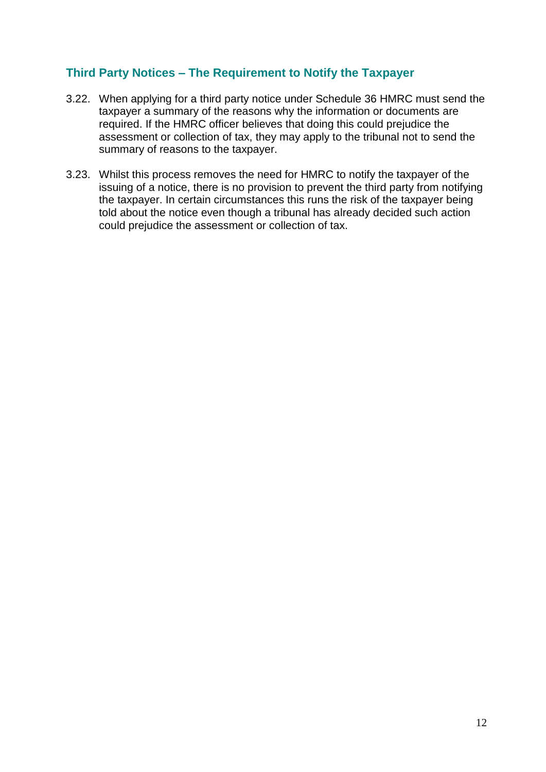## Third Party Notices – The Requirement to Notify the Taxpayer

3.22. When applying for a third party notice under Schedule 36 HMRC must send the taxpayer a summary of the reasons why the information or documents are required. If the HMRC officer believes that doing this could prejudice the assessment or collection of tax, they may apply to the tribunal not to send the summary of reasons to the taxpayer.

3.23. Whilst this process removes the need for HMRC to notify the taxpayer of the issuing of a notice, there is no provision to prevent the third party from notifying the taxpayer. In certain circumstances this runs the risk of the taxpayer being told about the notice even though a tribunal has already decided such action could prejudice the assessment or collection of tax.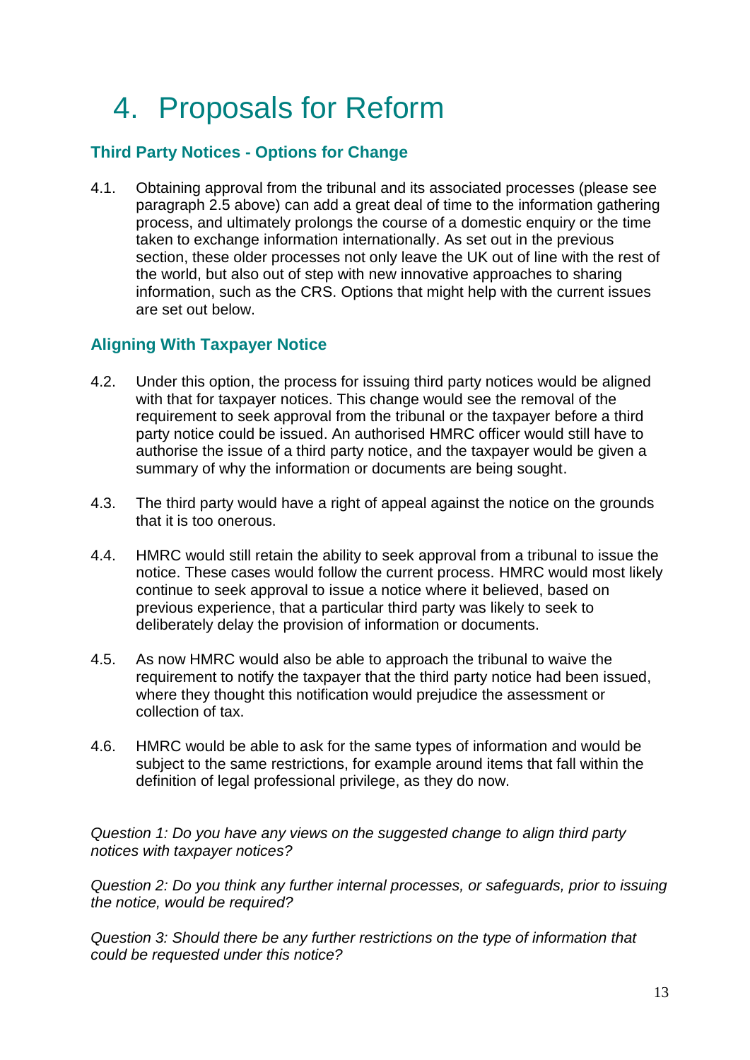# 4. Proposals for Reform

## Third Party Notices - Options for Change

4.1. Obtaining approval from the tribunal and its associated processes (please see paragraph 2.5 above) can add a great deal of time to the information gathering process, and ultimately prolongs the course of a domestic enquiry or the time taken to exchange information internationally. As set out in the previous section, these older processes not only leave the UK out of line with the rest of the world, but also out of step with new innovative approaches to sharing information, such as the CRS. Options that might help with the current issues are set out below.

## Aligning With Taxpayer Notice

4.2. Under this option, the process for issuing third party notices would be aligned with that for taxpayer notices. This change would see the removal of the requirement to seek approval from the tribunal or the taxpayer before a third party notice could be issued. An authorised HMRC officer would still have to authorise the issue of a third party notice, and the taxpayer would be given a summary of why the information or documents are being sought.

4.3. The third party would have a right of appeal against the notice on the grounds that it is too onerous.

4.4. HMRC would still retain the ability to seek approval from a tribunal to issue the notice. These cases would follow the current process. HMRC would most likely continue to seek approval to issue a notice where it believed, based on previous experience, that a particular third party was likely to seek to deliberately delay the provision of information or documents.

4.5. As now HMRC would also be able to approach the tribunal to waive the requirement to notify the taxpayer that the third party notice had been issued, where they thought this notification would prejudice the assessment or collection of tax.

4.6. HMRC would be able to ask for the same types of information and would be subject to the same restrictions, for example around items that fall within the definition of legal professional privilege, as they do now.

*Question 1: Do you have any views on the suggested change to align third party notices with taxpayer notices?*

*Question 2: Do you think any further internal processes, or safeguards, prior to issuing the notice, would be required?*

*Question 3: Should there be any further restrictions on the type of information that could be requested under this notice?*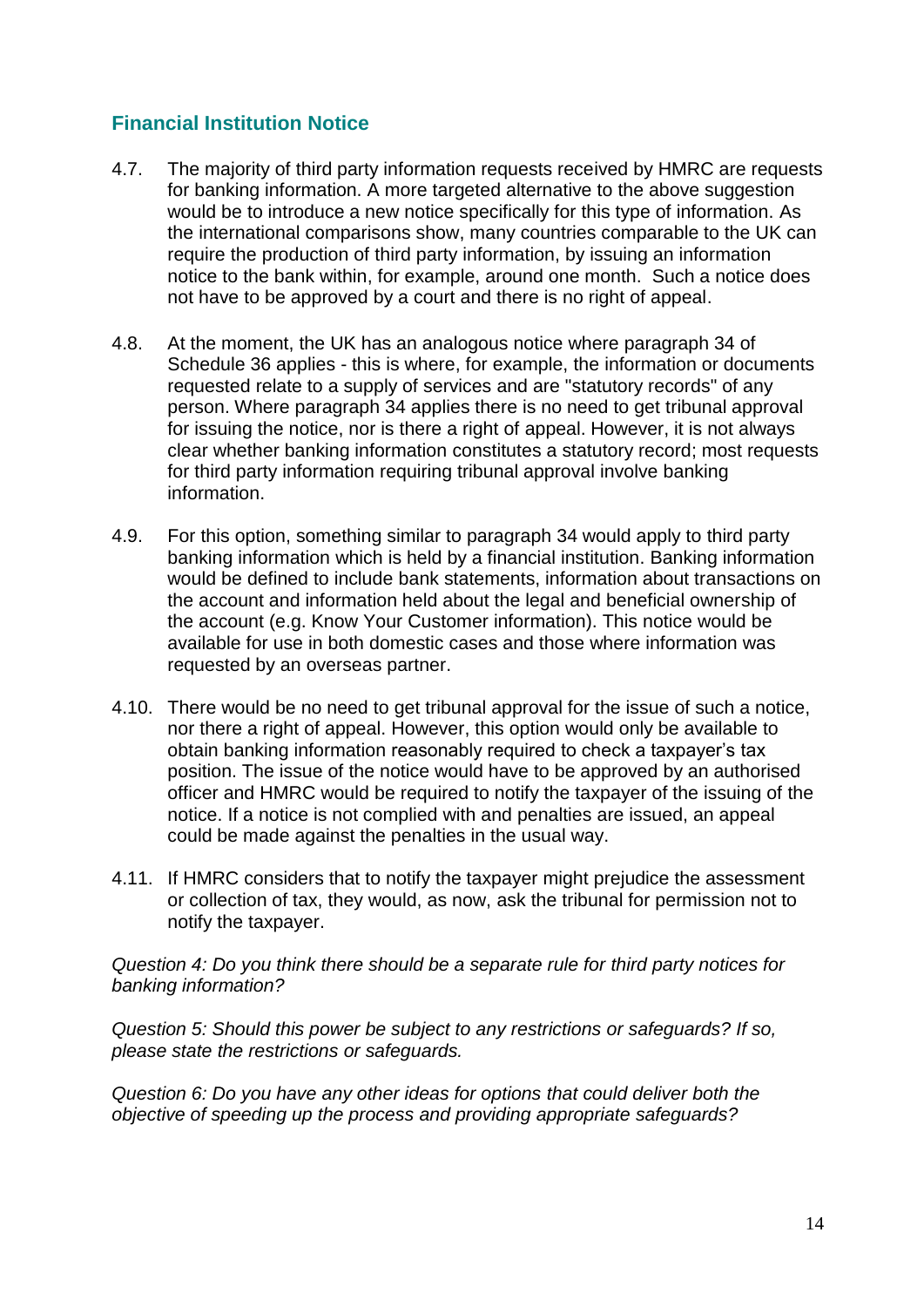## Financial Institution Notice

4.7. The majority of third party information requests received by HMRC are requests for banking information. A more targeted alternative to the above suggestion would be to introduce a new notice specifically for this type of information. As the international comparisons show, many countries comparable to the UK can require the production of third party information, by issuing an information notice to the bank within, for example, around one month. Such a notice does not have to be approved by a court and there is no right of appeal.

4.8. At the moment, the UK has an analogous notice where paragraph 34 of Schedule 36 applies - this is where, for example, the information or documents requested relate to a supply of services and are "statutory records" of any person. Where paragraph 34 applies there is no need to get tribunal approval for issuing the notice, nor is there a right of appeal. However, it is not always clear whether banking information constitutes a statutory record; most requests for third party information requiring tribunal approval involve banking information.

4.9. For this option, something similar to paragraph 34 would apply to third party banking information which is held by a financial institution. Banking information would be defined to include bank statements, information about transactions on the account and information held about the legal and beneficial ownership of the account (e.g. Know Your Customer information). This notice would be available for use in both domestic cases and those where information was requested by an overseas partner.

4.10. There would be no need to get tribunal approval for the issue of such a notice, nor there a right of appeal. However, this option would only be available to obtain banking information reasonably required to check a taxpayer's tax position. The issue of the notice would have to be approved by an authorised officer and HMRC would be required to notify the taxpayer of the issuing of the notice. If a notice is not complied with and penalties are issued, an appeal could be made against the penalties in the usual way.

4.11. If HMRC considers that to notify the taxpayer might prejudice the assessment or collection of tax, they would, as now, ask the tribunal for permission not to notify the taxpayer.

*Question 4: Do you think there should be a separate rule for third party notices for banking information?*

*Question 5: Should this power be subject to any restrictions or safeguards? If so, please state the restrictions or safeguards.*

*Question 6: Do you have any other ideas for options that could deliver both the objective of speeding up the process and providing appropriate safeguards?*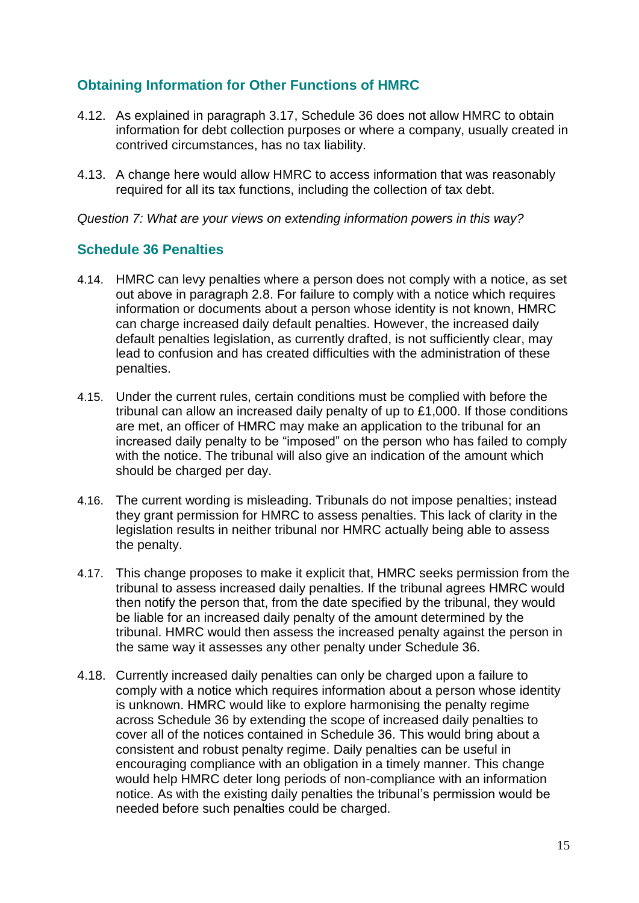## Obtaining Information for Other Functions of HMRC

4.12. As explained in paragraph 3.17, Schedule 36 does not allow HMRC to obtain information for debt collection purposes or where a company, usually created in contrived circumstances, has no tax liability.

4.13. A change here would allow HMRC to access information that was reasonably required for all its tax functions, including the collection of tax debt.

*Question 7: What are your views on extending information powers in this way?*

## Schedule 36 Penalties

4.14. HMRC can levy penalties where a person does not comply with a notice, as set out above in paragraph 2.8. For failure to comply with a notice which requires information or documents about a person whose identity is not known, HMRC can charge increased daily default penalties. However, the increased daily default penalties legislation, as currently drafted, is not sufficiently clear, may lead to confusion and has created difficulties with the administration of these penalties.

4.15. Under the current rules, certain conditions must be complied with before the tribunal can allow an increased daily penalty of up to £1,000. If those conditions are met, an officer of HMRC may make an application to the tribunal for an increased daily penalty to be "imposed" on the person who has failed to comply with the notice. The tribunal will also give an indication of the amount which should be charged per day.

4.16. The current wording is misleading. Tribunals do not impose penalties; instead they grant permission for HMRC to assess penalties. This lack of clarity in the legislation results in neither tribunal nor HMRC actually being able to assess the penalty.

4.17. This change proposes to make it explicit that, HMRC seeks permission from the tribunal to assess increased daily penalties. If the tribunal agrees HMRC would then notify the person that, from the date specified by the tribunal, they would be liable for an increased daily penalty of the amount determined by the tribunal. HMRC would then assess the increased penalty against the person in the same way it assesses any other penalty under Schedule 36.

4.18. Currently increased daily penalties can only be charged upon a failure to comply with a notice which requires information about a person whose identity is unknown. HMRC would like to explore harmonising the penalty regime across Schedule 36 by extending the scope of increased daily penalties to cover all of the notices contained in Schedule 36. This would bring about a consistent and robust penalty regime. Daily penalties can be useful in encouraging compliance with an obligation in a timely manner. This change would help HMRC deter long periods of non-compliance with an information notice. As with the existing daily penalties the tribunal's permission would be needed before such penalties could be charged.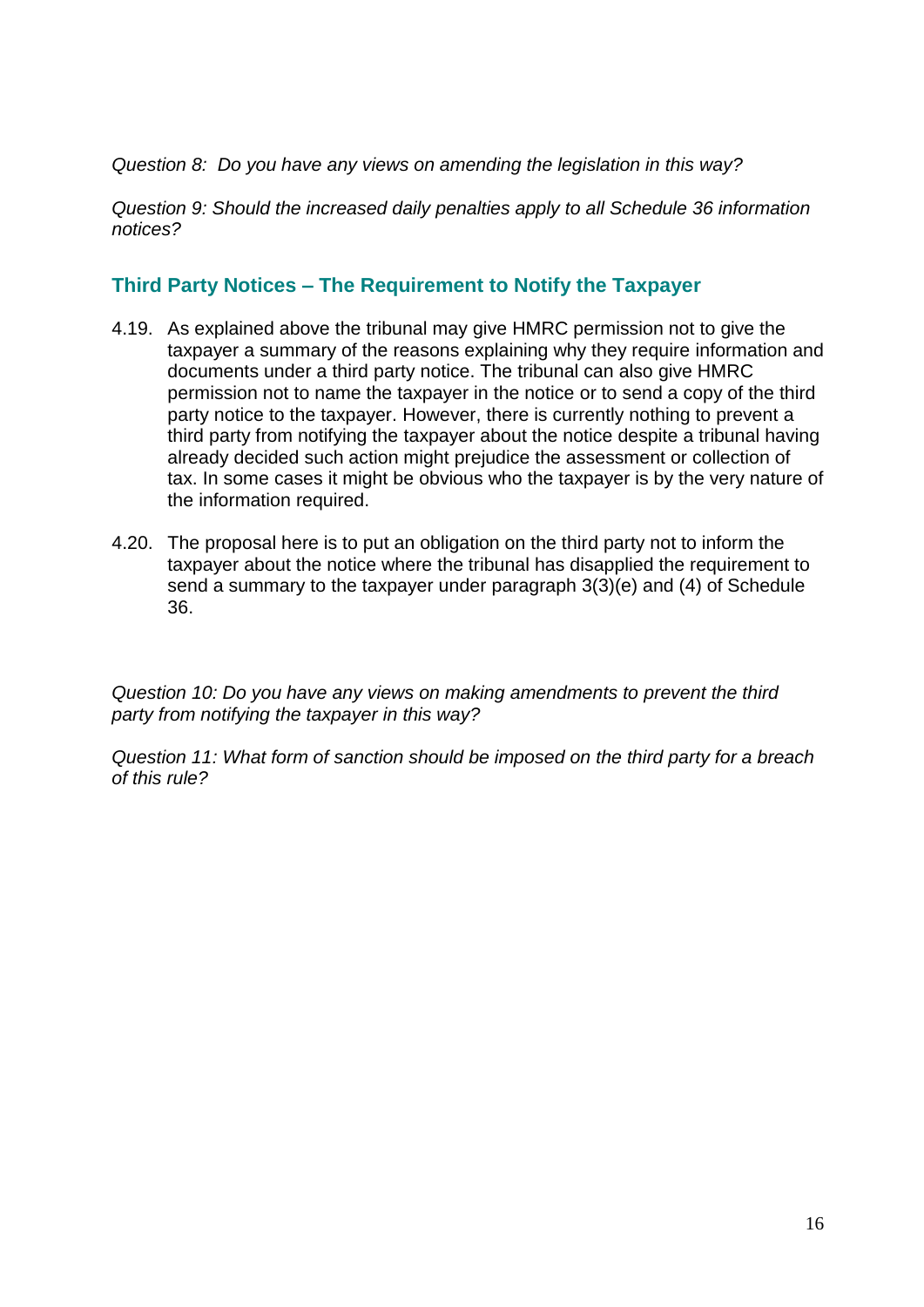*Question 8: Do you have any views on amending the legislation in this way?*

*Question 9: Should the increased daily penalties apply to all Schedule 36 information notices?*

## Third Party Notices – The Requirement to Notify the Taxpayer

4.19. As explained above the tribunal may give HMRC permission not to give the taxpayer a summary of the reasons explaining why they require information and documents under a third party notice. The tribunal can also give HMRC permission not to name the taxpayer in the notice or to send a copy of the third party notice to the taxpayer. However, there is currently nothing to prevent a third party from notifying the taxpayer about the notice despite a tribunal having already decided such action might prejudice the assessment or collection of tax. In some cases it might be obvious who the taxpayer is by the very nature of the information required.

4.20. The proposal here is to put an obligation on the third party not to inform the taxpayer about the notice where the tribunal has disapplied the requirement to send a summary to the taxpayer under paragraph 3(3)(e) and (4) of Schedule 36.

*Question 10: Do you have any views on making amendments to prevent the third party from notifying the taxpayer in this way?*

*Question 11: What form of sanction should be imposed on the third party for a breach of this rule?*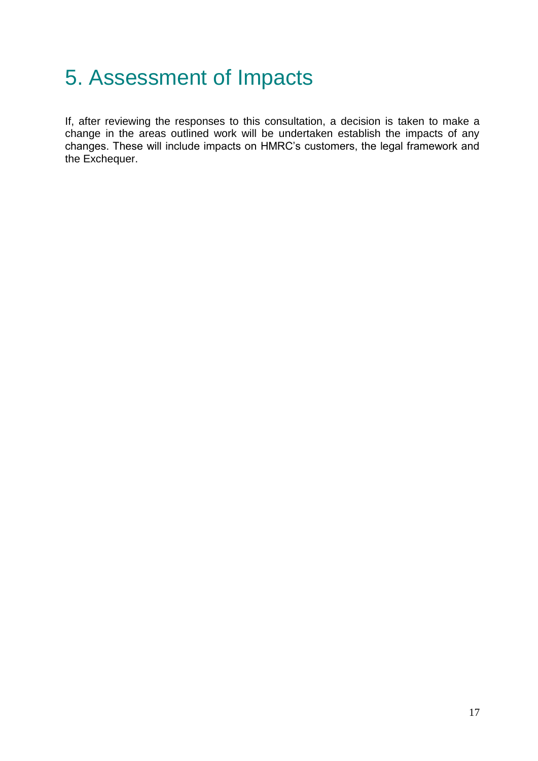# 5. Assessment of Impacts

If, after reviewing the responses to this consultation, a decision is taken to make a change in the areas outlined work will be undertaken establish the impacts of any changes. These will include impacts on HMRC's customers, the legal framework and the Exchequer.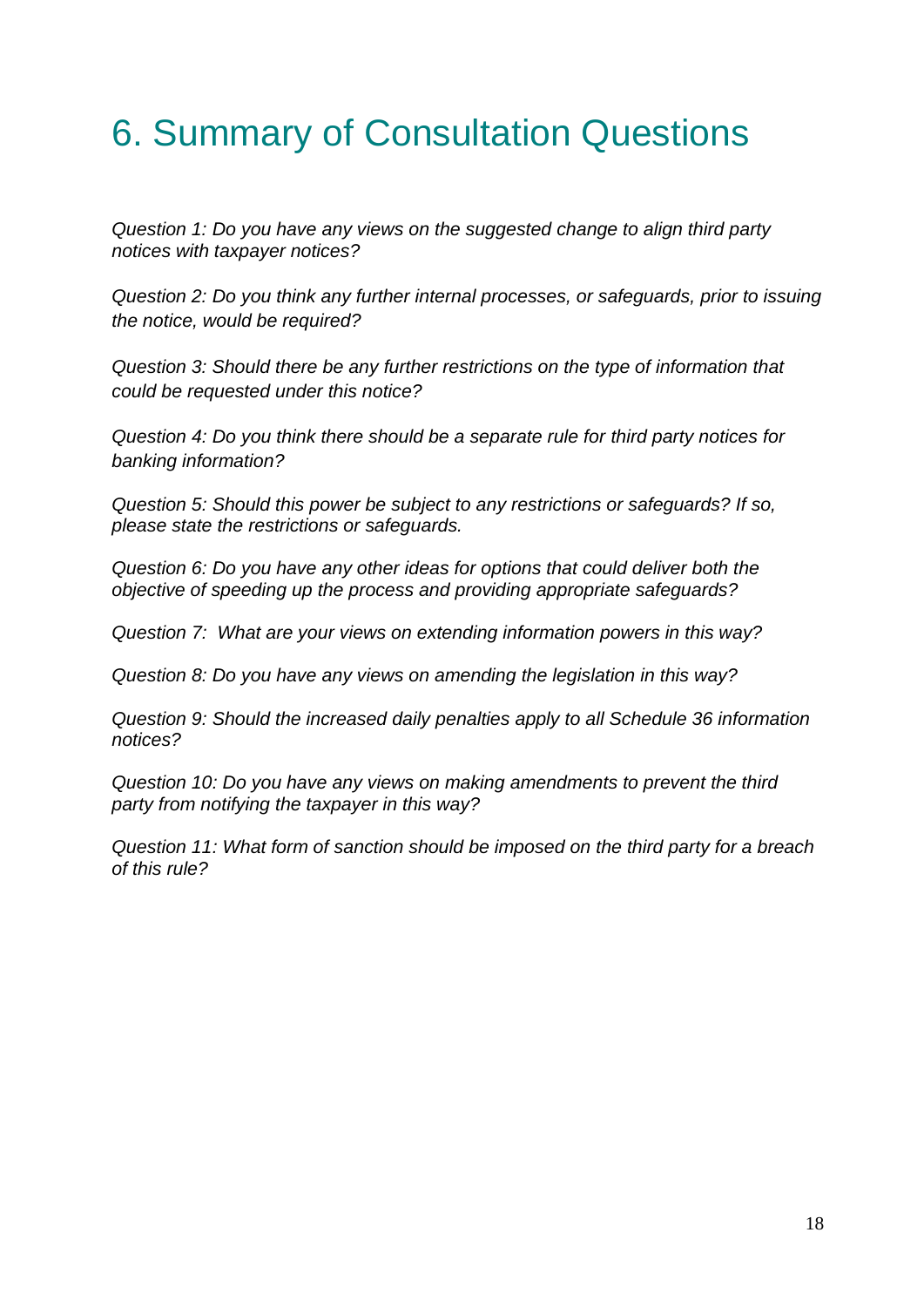# 6. Summary of Consultation Questions

*Question 1: Do you have any views on the suggested change to align third party notices with taxpayer notices?*

*Question 2: Do you think any further internal processes, or safeguards, prior to issuing the notice, would be required?*

*Question 3: Should there be any further restrictions on the type of information that could be requested under this notice?*

*Question 4: Do you think there should be a separate rule for third party notices for banking information?*

*Question 5: Should this power be subject to any restrictions or safeguards? If so, please state the restrictions or safeguards.*

*Question 6: Do you have any other ideas for options that could deliver both the objective of speeding up the process and providing appropriate safeguards?*

*Question 7: What are your views on extending information powers in this way?*

*Question 8: Do you have any views on amending the legislation in this way?*

*Question 9: Should the increased daily penalties apply to all Schedule 36 information notices?*

*Question 10: Do you have any views on making amendments to prevent the third party from notifying the taxpayer in this way?*

*Question 11: What form of sanction should be imposed on the third party for a breach of this rule?*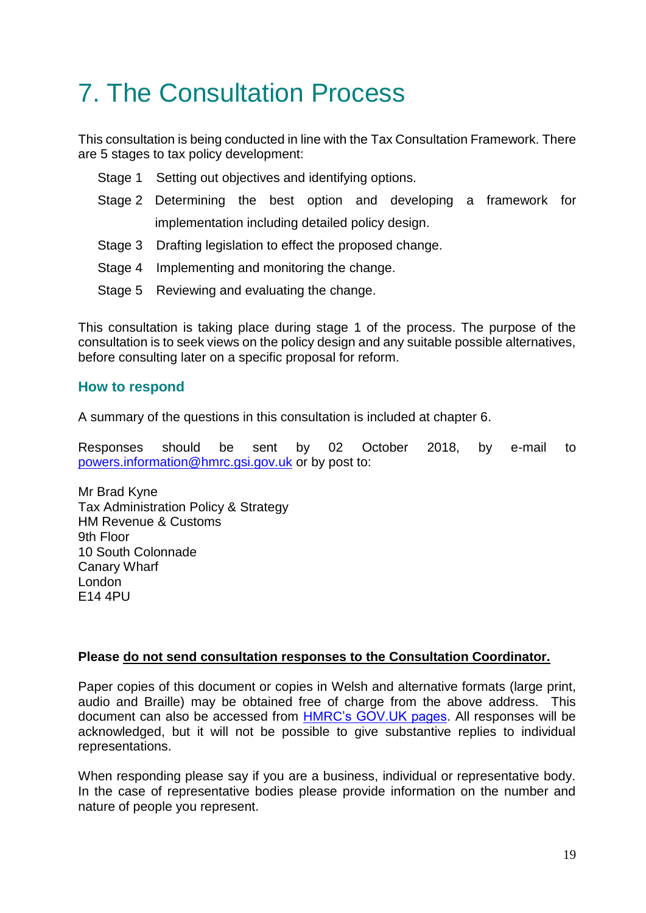# 7. The Consultation Process

This consultation is being conducted in line with the Tax Consultation Framework. There are 5 stages to tax policy development:

- Stage 1 Setting out objectives and identifying options.
- Stage 2 Determining the best option and developing a framework for implementation including detailed policy design.
- Stage 3 Drafting legislation to effect the proposed change.
- Stage 4 Implementing and monitoring the change.
- Stage 5 Reviewing and evaluating the change.

This consultation is taking place during stage 1 of the process. The purpose of the consultation is to seek views on the policy design and any suitable possible alternatives, before consulting later on a specific proposal for reform.

## How to respond

A summary of the questions in this consultation is included at chapter 6.

Responses should be sent by 02 October 2018, by e-mail to powers.information@hmrc.gsi.gov.uk or by post to:

Mr Brad Kyne
Tax Administration Policy & Strategy
HM Revenue & Customs
9th Floor
10 South Colonnade
Canary Wharf
London
E14 4PU

**Please do not send consultation responses to the Consultation Coordinator.**

Paper copies of this document or copies in Welsh and alternative formats (large print, audio and Braille) may be obtained free of charge from the above address. This document can also be accessed from HMRC's GOV.UK pages. All responses will be acknowledged, but it will not be possible to give substantive replies to individual representations.

When responding please say if you are a business, individual or representative body. In the case of representative bodies please provide information on the number and nature of people you represent.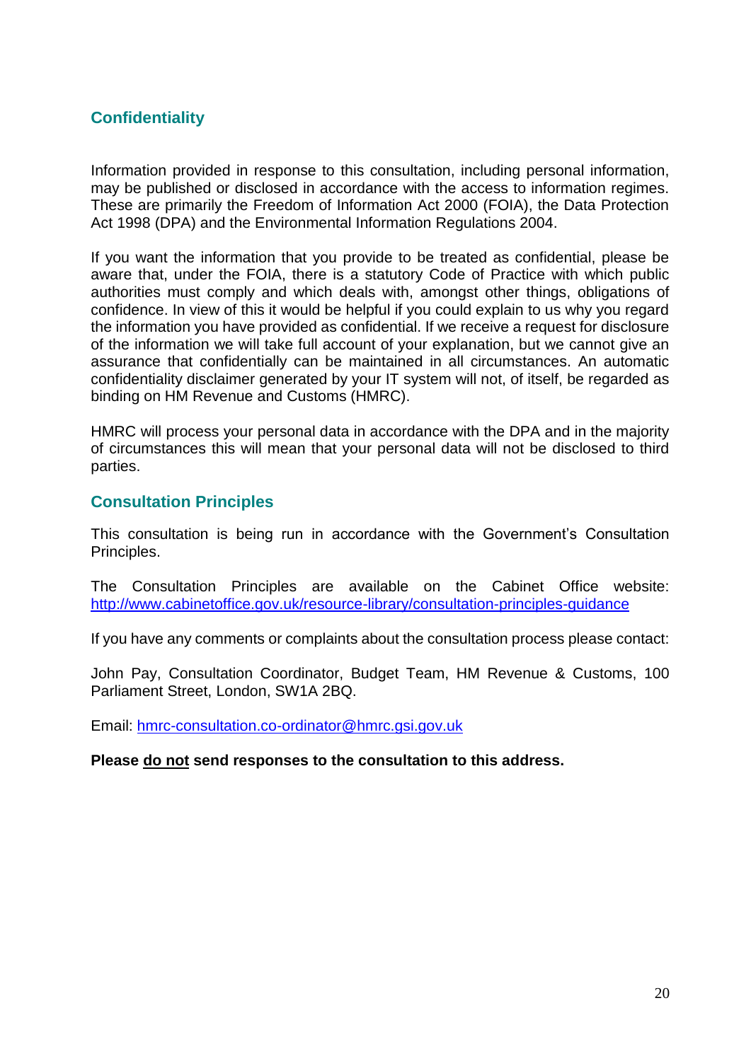## Confidentiality

Information provided in response to this consultation, including personal information, may be published or disclosed in accordance with the access to information regimes. These are primarily the Freedom of Information Act 2000 (FOIA), the Data Protection Act 1998 (DPA) and the Environmental Information Regulations 2004.

If you want the information that you provide to be treated as confidential, please be aware that, under the FOIA, there is a statutory Code of Practice with which public authorities must comply and which deals with, amongst other things, obligations of confidence. In view of this it would be helpful if you could explain to us why you regard the information you have provided as confidential. If we receive a request for disclosure of the information we will take full account of your explanation, but we cannot give an assurance that confidentially can be maintained in all circumstances. An automatic confidentiality disclaimer generated by your IT system will not, of itself, be regarded as binding on HM Revenue and Customs (HMRC).

HMRC will process your personal data in accordance with the DPA and in the majority of circumstances this will mean that your personal data will not be disclosed to third parties.

## Consultation Principles

This consultation is being run in accordance with the Government's Consultation Principles.

The Consultation Principles are available on the Cabinet Office website: [http://www.cabinetoffice.gov.uk/resource-library/consultation-principles-guidance](http://www.cabinetoffice.gov.uk/resource-library/consultation-principles-guidance)

If you have any comments or complaints about the consultation process please contact:

John Pay, Consultation Coordinator, Budget Team, HM Revenue & Customs, 100 Parliament Street, London, SW1A 2BQ.

Email: [hmrc-consultation.co-ordinator@hmrc.gsi.gov.uk](mailto:hmrc-consultation.co-ordinator@hmrc.gsi.gov.uk)

**Please <u>do not</u> send responses to the consultation to this address.**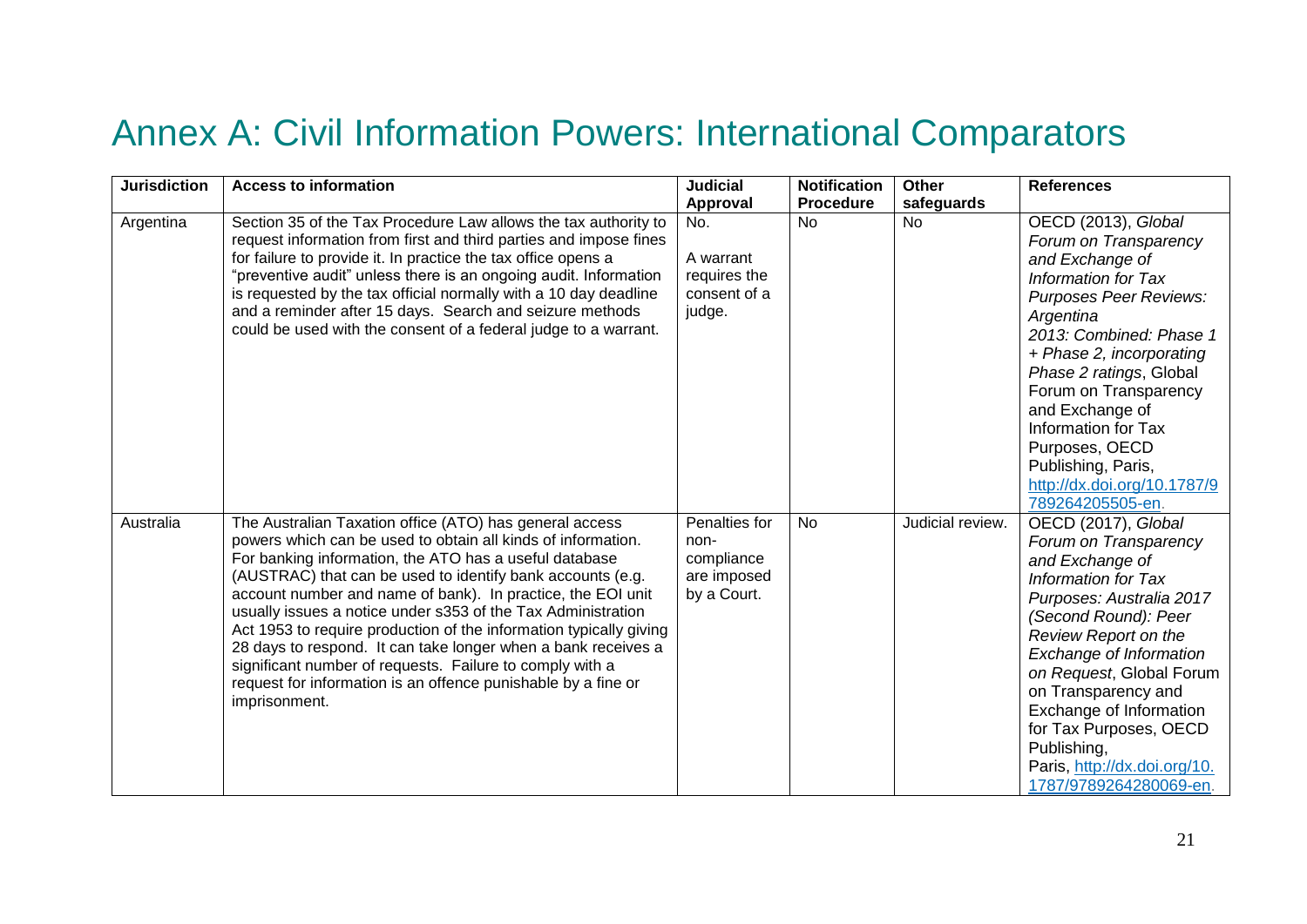# Annex A: Civil Information Powers: International Comparators

| Jurisdiction | Access to information | Judicial Approval | Notification Procedure | Other safeguards | References |
|---|---|---|---|---|---|
| Argentina | Section 35 of the Tax Procedure Law allows the tax authority to request information from first and third parties and impose fines for failure to provide it. In practice the tax office opens a "preventive audit" unless there is an ongoing audit. Information is requested by the tax official normally with a 10 day deadline and a reminder after 15 days. Search and seizure methods could be used with the consent of a federal judge to a warrant. | No. A warrant requires the consent of a judge. | No | No | OECD (2013), *Global Forum on Transparency and Exchange of Information for Tax Purposes Peer Reviews: Argentina 2013: Combined: Phase 1 + Phase 2, incorporating Phase 2 ratings*, Global Forum on Transparency and Exchange of Information for Tax Purposes, OECD Publishing, Paris, http://dx.doi.org/10.1787/9789264205505-en. |
| Australia | The Australian Taxation office (ATO) has general access powers which can be used to obtain all kinds of information. For banking information, the ATO has a useful database (AUSTRAC) that can be used to identify bank accounts (e.g. account number and name of bank). In practice, the EOI unit usually issues a notice under s353 of the Tax Administration Act 1953 to require production of the information typically giving 28 days to respond. It can take longer when a bank receives a significant number of requests. Failure to comply with a request for information is an offence punishable by a fine or imprisonment. | Penalties for non-compliance are imposed by a Court. | No | Judicial review. | OECD (2017), *Global Forum on Transparency and Exchange of Information for Tax Purposes: Australia 2017 (Second Round): Peer Review Report on the Exchange of Information on Request*, Global Forum on Transparency and Exchange of Information for Tax Purposes, OECD Publishing, Paris, http://dx.doi.org/10.1787/9789264280069-en. |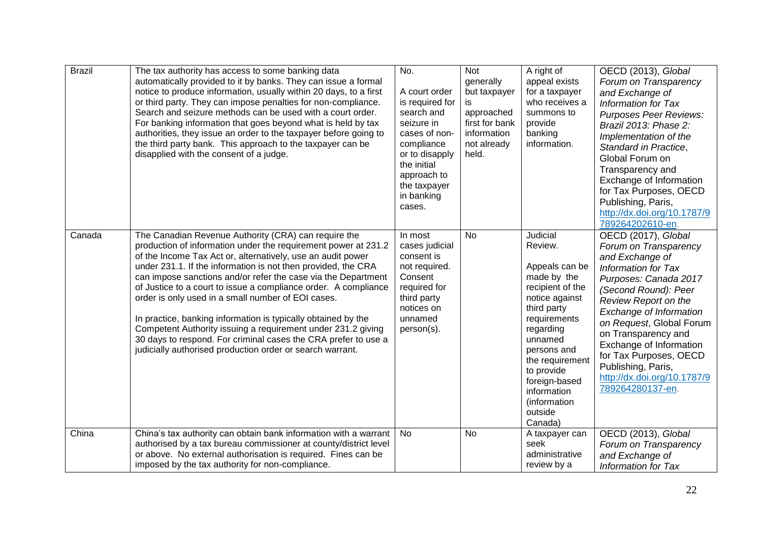| Brazil | The tax authority has access to some banking data automatically provided to it by banks. They can issue a formal notice to produce information, usually within 20 days, to a first or third party. They can impose penalties for non-compliance. Search and seizure methods can be used with a court order. For banking information that goes beyond what is held by tax authorities, they issue an order to the taxpayer before going to the third party bank. This approach to the taxpayer can be disapplied with the consent of a judge. | No.<br><br>A court order is required for search and seizure in cases of non-compliance or to disapply the initial approach to the taxpayer in banking cases. | Not generally but taxpayer is approached first for bank information not already held. | A right of appeal exists for a taxpayer who receives a summons to provide banking information. | OECD (2013), *Global Forum on Transparency and Exchange of Information for Tax Purposes Peer Reviews: Brazil 2013: Phase 2: Implementation of the Standard in Practice*, Global Forum on Transparency and Exchange of Information for Tax Purposes, OECD Publishing, Paris, http://dx.doi.org/10.1787/9789264202610-en. |
|---|---|---|---|---|---|
| Canada | The Canadian Revenue Authority (CRA) can require the production of information under the requirement power at 231.2 of the Income Tax Act or, alternatively, use an audit power under 231.1. If the information is not then provided, the CRA can impose sanctions and/or refer the case via the Department of Justice to a court to issue a compliance order. A compliance order is only used in a small number of EOI cases.<br><br>In practice, banking information is typically obtained by the Competent Authority issuing a requirement under 231.2 giving 30 days to respond. For criminal cases the CRA prefer to use a judicially authorised production order or search warrant. | In most cases judicial consent is not required. Consent required for third party notices on unnamed person(s). | No | Judicial Review.<br><br>Appeals can be made by the recipient of the notice against third party requirements regarding unnamed persons and the requirement to provide foreign-based information (information outside Canada) | OECD (2017), *Global Forum on Transparency and Exchange of Information for Tax Purposes: Canada 2017 (Second Round): Peer Review Report on the Exchange of Information on Request*, Global Forum on Transparency and Exchange of Information for Tax Purposes, OECD Publishing, Paris, http://dx.doi.org/10.1787/9789264280137-en. |
| China | China's tax authority can obtain bank information with a warrant authorised by a tax bureau commissioner at county/district level or above. No external authorisation is required. Fines can be imposed by the tax authority for non-compliance. | No | No | A taxpayer can seek administrative review by a | OECD (2013), *Global Forum on Transparency and Exchange of Information for Tax* |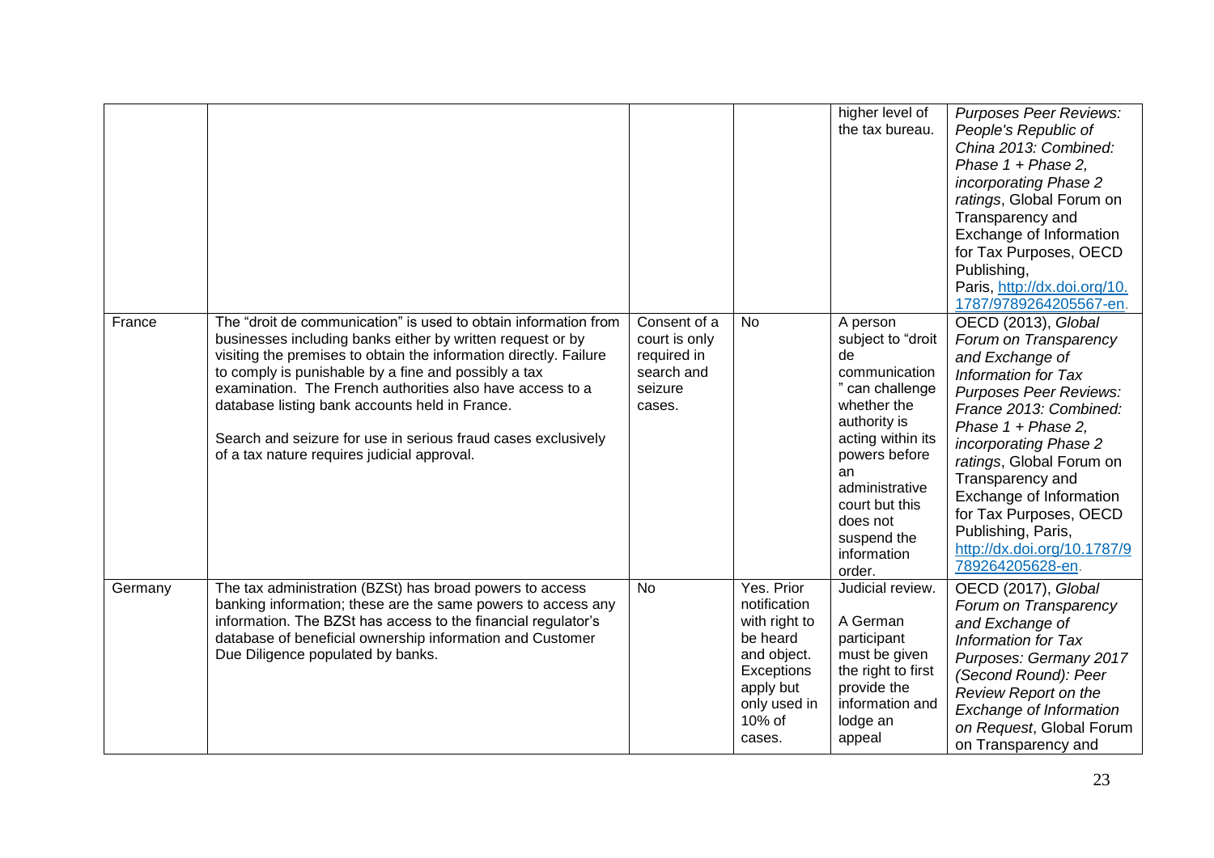| | | | | | |
|---|---|---|---|---|---|
| | | | | higher level of the tax bureau. | *Purposes Peer Reviews: People's Republic of China 2013: Combined: Phase 1 + Phase 2, incorporating Phase 2 ratings*, Global Forum on Transparency and Exchange of Information for Tax Purposes, OECD Publishing, Paris, http://dx.doi.org/10.1787/9789264205567-en. |
| France | The "droit de communication" is used to obtain information from businesses including banks either by written request or by visiting the premises to obtain the information directly. Failure to comply is punishable by a fine and possibly a tax examination. The French authorities also have access to a database listing bank accounts held in France.<br><br>Search and seizure for use in serious fraud cases exclusively of a tax nature requires judicial approval. | Consent of a court is only required in search and seizure cases. | No | A person subject to "droit de communication" can challenge whether the authority is acting within its powers before an administrative court but this does not suspend the information order. | OECD (2013), *Global Forum on Transparency and Exchange of Information for Tax Purposes Peer Reviews: France 2013: Combined: Phase 1 + Phase 2, incorporating Phase 2 ratings*, Global Forum on Transparency and Exchange of Information for Tax Purposes, OECD Publishing, Paris, http://dx.doi.org/10.1787/9789264205628-en. |
| Germany | The tax administration (BZSt) has broad powers to access banking information; these are the same powers to access any information. The BZSt has access to the financial regulator's database of beneficial ownership information and Customer Due Diligence populated by banks. | No | Yes. Prior notification with right to be heard and object. Exceptions apply but only used in 10% of cases. | Judicial review.<br><br>A German participant must be given the right to first provide the information and lodge an appeal | OECD (2017), *Global Forum on Transparency and Exchange of Information for Tax Purposes: Germany 2017 (Second Round): Peer Review Report on the Exchange of Information on Request*, Global Forum on Transparency and |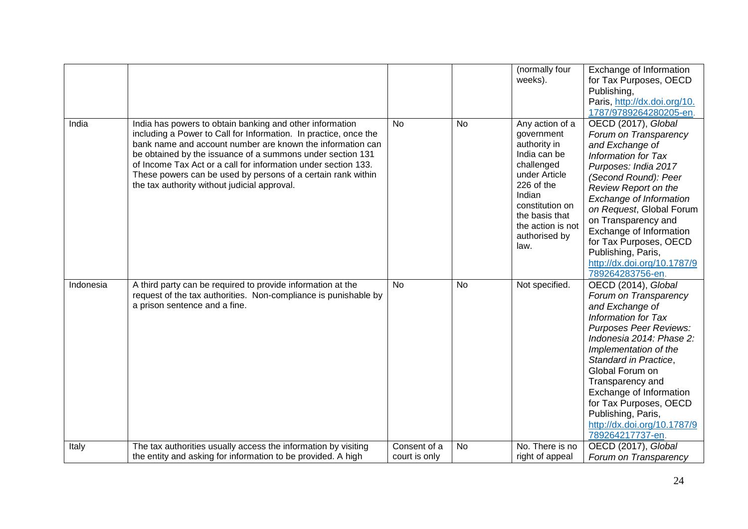| | | | | | |
|---|---|---|---|---|---|
| | | | | (normally four weeks). | Exchange of Information for Tax Purposes, OECD Publishing, Paris, http://dx.doi.org/10.1787/9789264280205-en. |
| India | India has powers to obtain banking and other information including a Power to Call for Information. In practice, once the bank name and account number are known the information can be obtained by the issuance of a summons under section 131 of Income Tax Act or a call for information under section 133. These powers can be used by persons of a certain rank within the tax authority without judicial approval. | No | No | Any action of a government authority in India can be challenged under Article 226 of the Indian constitution on the basis that the action is not authorised by law. | OECD (2017), *Global Forum on Transparency and Exchange of Information for Tax Purposes: India 2017 (Second Round): Peer Review Report on the Exchange of Information on Request*, Global Forum on Transparency and Exchange of Information for Tax Purposes, OECD Publishing, Paris, http://dx.doi.org/10.1787/9789264283756-en. |
| Indonesia | A third party can be required to provide information at the request of the tax authorities. Non-compliance is punishable by a prison sentence and a fine. | No | No | Not specified. | OECD (2014), *Global Forum on Transparency and Exchange of Information for Tax Purposes Peer Reviews: Indonesia 2014: Phase 2: Implementation of the Standard in Practice*, Global Forum on Transparency and Exchange of Information for Tax Purposes, OECD Publishing, Paris, http://dx.doi.org/10.1787/9789264217737-en. |
| Italy | The tax authorities usually access the information by visiting the entity and asking for information to be provided. A high | Consent of a court is only | No | No. There is no right of appeal | OECD (2017), *Global Forum on Transparency* |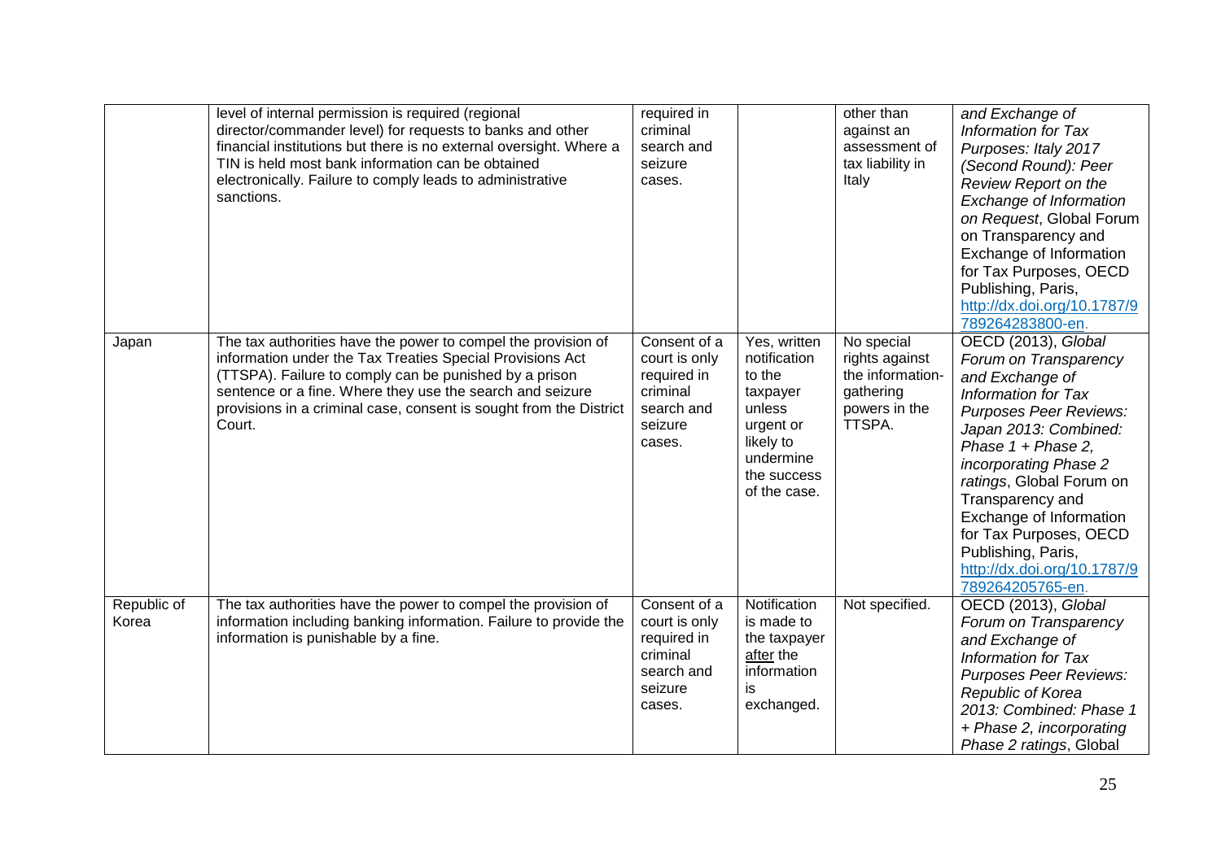|  | level of internal permission is required (regional director/commander level) for requests to banks and other financial institutions but there is no external oversight. Where a TIN is held most bank information can be obtained electronically. Failure to comply leads to administrative sanctions. | required in criminal search and seizure cases. |  | other than against an assessment of tax liability in Italy | *and Exchange of Information for Tax Purposes: Italy 2017 (Second Round): Peer Review Report on the Exchange of Information on Request*, Global Forum on Transparency and Exchange of Information for Tax Purposes, OECD Publishing, Paris, http://dx.doi.org/10.1787/9789264283800-en. |
|---|---|---|---|---|---|
| Japan | The tax authorities have the power to compel the provision of information under the Tax Treaties Special Provisions Act (TTSPA). Failure to comply can be punished by a prison sentence or a fine. Where they use the search and seizure provisions in a criminal case, consent is sought from the District Court. | Consent of a court is only required in criminal search and seizure cases. | Yes, written notification to the taxpayer unless urgent or likely to undermine the success of the case. | No special rights against the information-gathering powers in the TTSPA. | OECD (2013), *Global Forum on Transparency and Exchange of Information for Tax Purposes Peer Reviews: Japan 2013: Combined: Phase 1 + Phase 2, incorporating Phase 2 ratings*, Global Forum on Transparency and Exchange of Information for Tax Purposes, OECD Publishing, Paris, http://dx.doi.org/10.1787/9789264205765-en. |
| Republic of Korea | The tax authorities have the power to compel the provision of information including banking information. Failure to provide the information is punishable by a fine. | Consent of a court is only required in criminal search and seizure cases. | Notification is made to the taxpayer after the information is exchanged. | Not specified. | OECD (2013), *Global Forum on Transparency and Exchange of Information for Tax Purposes Peer Reviews: Republic of Korea 2013: Combined: Phase 1 + Phase 2, incorporating Phase 2 ratings*, Global |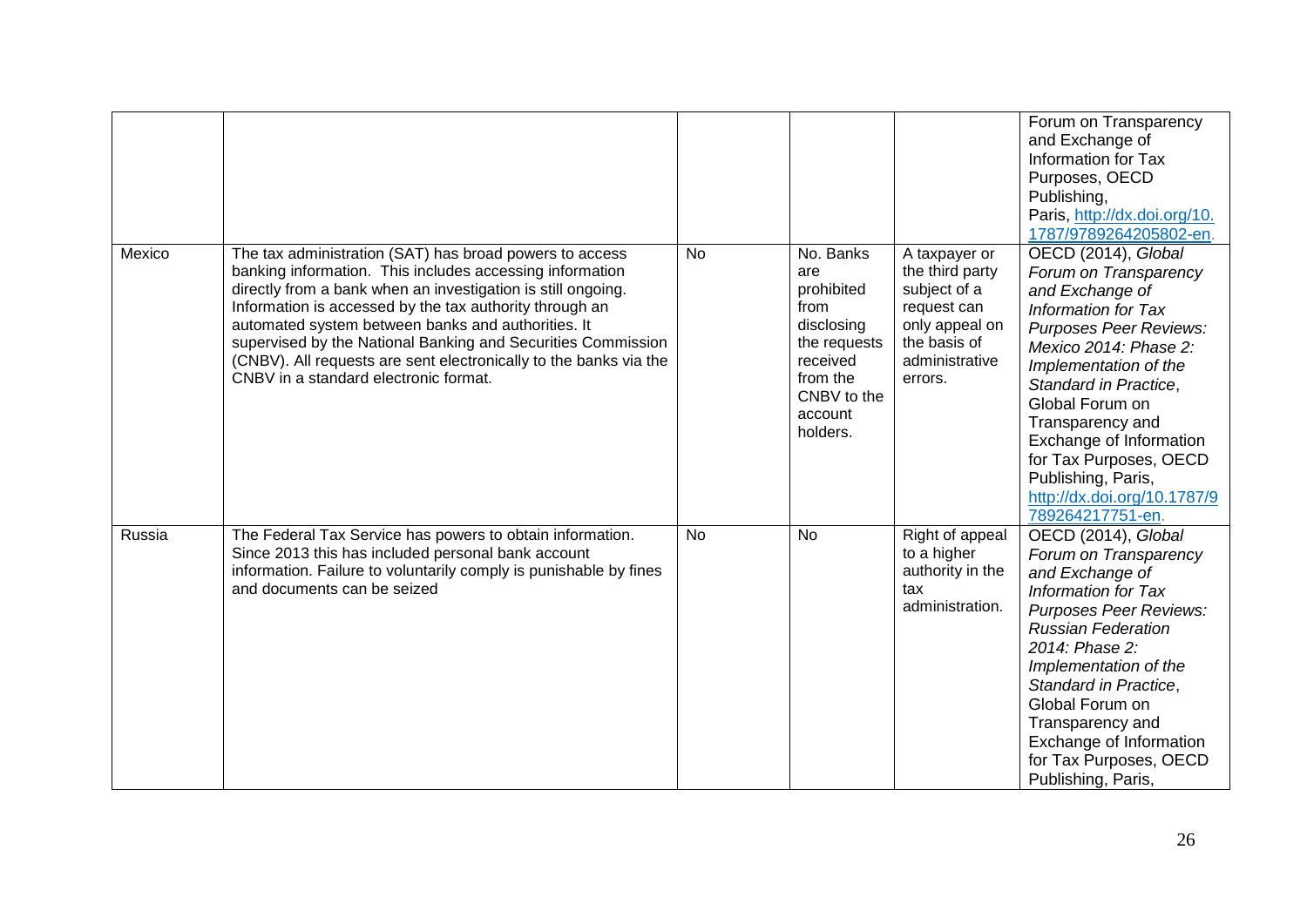| | | | | | |
|---|---|---|---|---|---|
| | | | | | Forum on Transparency and Exchange of Information for Tax Purposes, OECD Publishing, Paris, http://dx.doi.org/10.1787/9789264205802-en. |
| Mexico | The tax administration (SAT) has broad powers to access banking information. This includes accessing information directly from a bank when an investigation is still ongoing. Information is accessed by the tax authority through an automated system between banks and authorities. It supervised by the National Banking and Securities Commission (CNBV). All requests are sent electronically to the banks via the CNBV in a standard electronic format. | No | No. Banks are prohibited from disclosing the requests received from the CNBV to the account holders. | A taxpayer or the third party subject of a request can only appeal on the basis of administrative errors. | OECD (2014), *Global Forum on Transparency and Exchange of Information for Tax Purposes Peer Reviews: Mexico 2014: Phase 2: Implementation of the Standard in Practice*, Global Forum on Transparency and Exchange of Information for Tax Purposes, OECD Publishing, Paris, http://dx.doi.org/10.1787/9789264217751-en. |
| Russia | The Federal Tax Service has powers to obtain information. Since 2013 this has included personal bank account information. Failure to voluntarily comply is punishable by fines and documents can be seized | No | No | Right of appeal to a higher authority in the tax administration. | OECD (2014), *Global Forum on Transparency and Exchange of Information for Tax Purposes Peer Reviews: Russian Federation 2014: Phase 2: Implementation of the Standard in Practice*, Global Forum on Transparency and Exchange of Information for Tax Purposes, OECD Publishing, Paris, |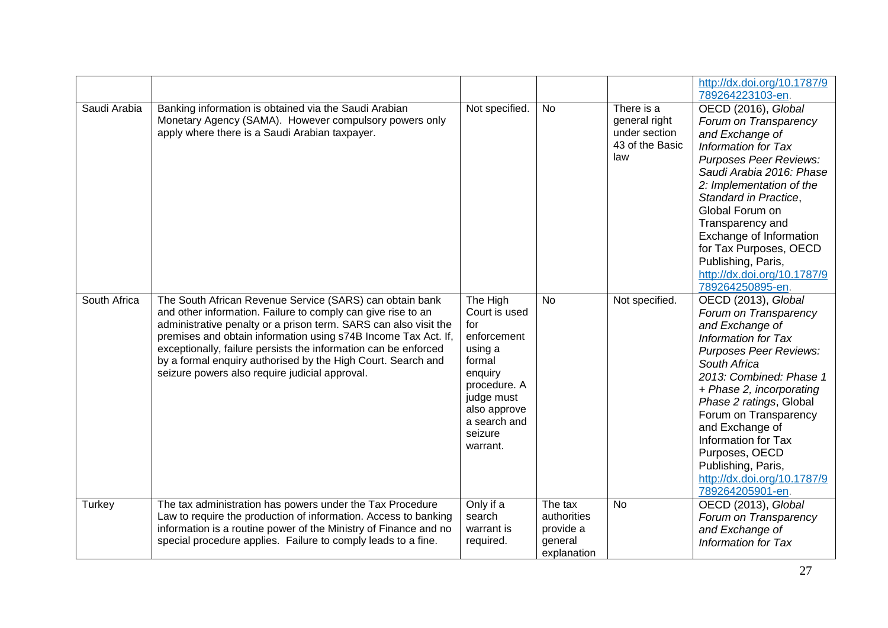| | | | | | |
|---|---|---|---|---|---|
| | | | | | http://dx.doi.org/10.1787/9789264223103-en. |
| Saudi Arabia | Banking information is obtained via the Saudi Arabian Monetary Agency (SAMA). However compulsory powers only apply where there is a Saudi Arabian taxpayer. | Not specified. | No | There is a general right under section 43 of the Basic law | OECD (2016), *Global Forum on Transparency and Exchange of Information for Tax Purposes Peer Reviews: Saudi Arabia 2016: Phase 2: Implementation of the Standard in Practice*, Global Forum on Transparency and Exchange of Information for Tax Purposes, OECD Publishing, Paris, http://dx.doi.org/10.1787/9789264250895-en. |
| South Africa | The South African Revenue Service (SARS) can obtain bank and other information. Failure to comply can give rise to an administrative penalty or a prison term. SARS can also visit the premises and obtain information using s74B Income Tax Act. If, exceptionally, failure persists the information can be enforced by a formal enquiry authorised by the High Court. Search and seizure powers also require judicial approval. | The High Court is used for enforcement using a formal enquiry procedure. A judge must also approve a search and seizure warrant. | No | Not specified. | OECD (2013), *Global Forum on Transparency and Exchange of Information for Tax Purposes Peer Reviews: South Africa 2013: Combined: Phase 1 + Phase 2, incorporating Phase 2 ratings*, Global Forum on Transparency and Exchange of Information for Tax Purposes, OECD Publishing, Paris, http://dx.doi.org/10.1787/9789264205901-en. |
| Turkey | The tax administration has powers under the Tax Procedure Law to require the production of information. Access to banking information is a routine power of the Ministry of Finance and no special procedure applies. Failure to comply leads to a fine. | Only if a search warrant is required. | The tax authorities provide a general explanation | No | OECD (2013), *Global Forum on Transparency and Exchange of Information for Tax* |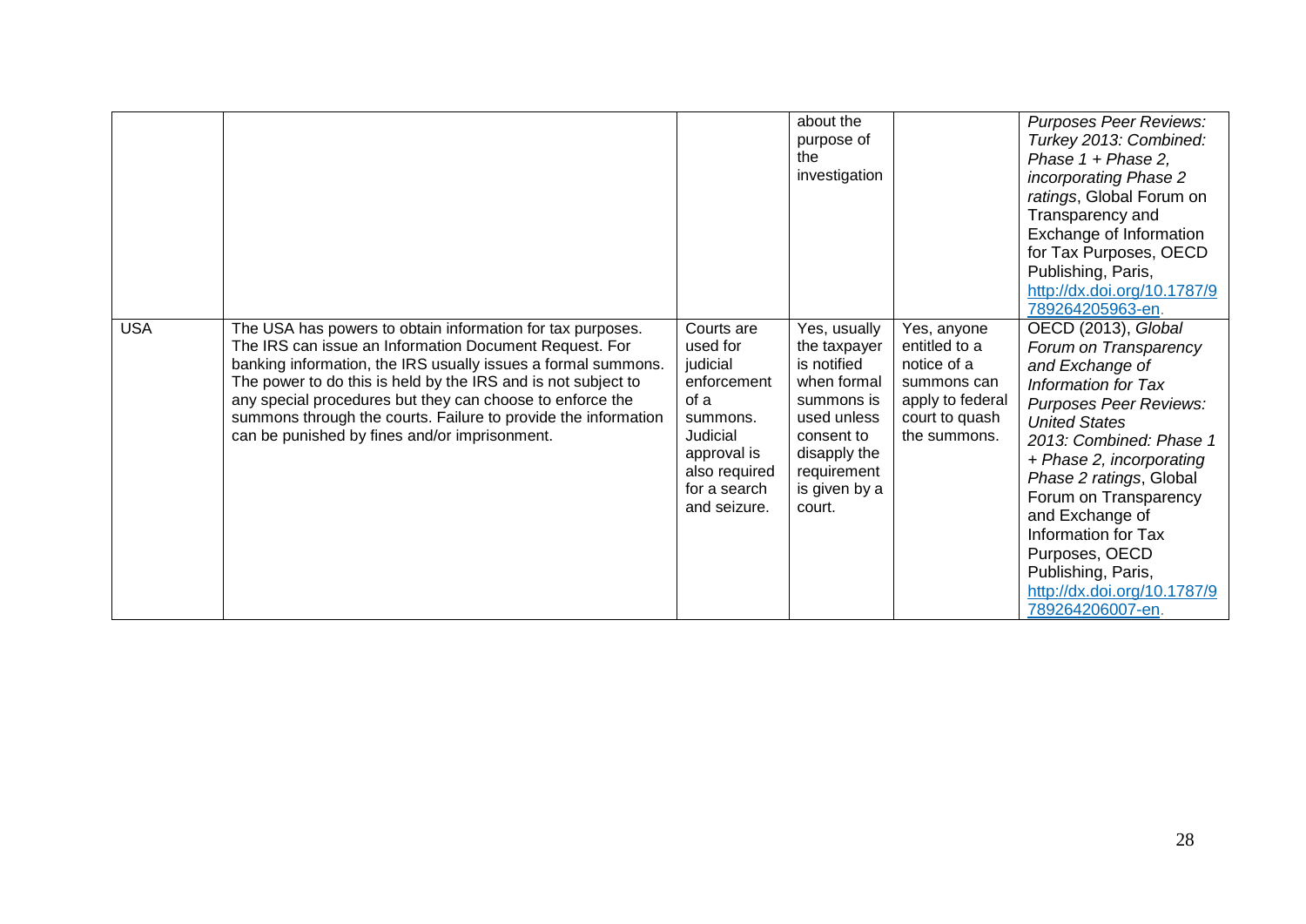| | | | | | |
|---|---|---|---|---|---|
| | | | about the purpose of the investigation | | *Purposes Peer Reviews: Turkey 2013: Combined: Phase 1 + Phase 2, incorporating Phase 2 ratings*, Global Forum on Transparency and Exchange of Information for Tax Purposes, OECD Publishing, Paris, http://dx.doi.org/10.1787/9789264205963-en. |
| USA | The USA has powers to obtain information for tax purposes. The IRS can issue an Information Document Request. For banking information, the IRS usually issues a formal summons. The power to do this is held by the IRS and is not subject to any special procedures but they can choose to enforce the summons through the courts. Failure to provide the information can be punished by fines and/or imprisonment. | Courts are used for judicial enforcement of a summons. Judicial approval is also required for a search and seizure. | Yes, usually the taxpayer is notified when formal summons is used unless consent to disapply the requirement is given by a court. | Yes, anyone entitled to a notice of a summons can apply to federal court to quash the summons. | OECD (2013), *Global Forum on Transparency and Exchange of Information for Tax Purposes Peer Reviews: United States 2013: Combined: Phase 1 + Phase 2, incorporating Phase 2 ratings*, Global Forum on Transparency and Exchange of Information for Tax Purposes, OECD Publishing, Paris, http://dx.doi.org/10.1787/9789264206007-en. |